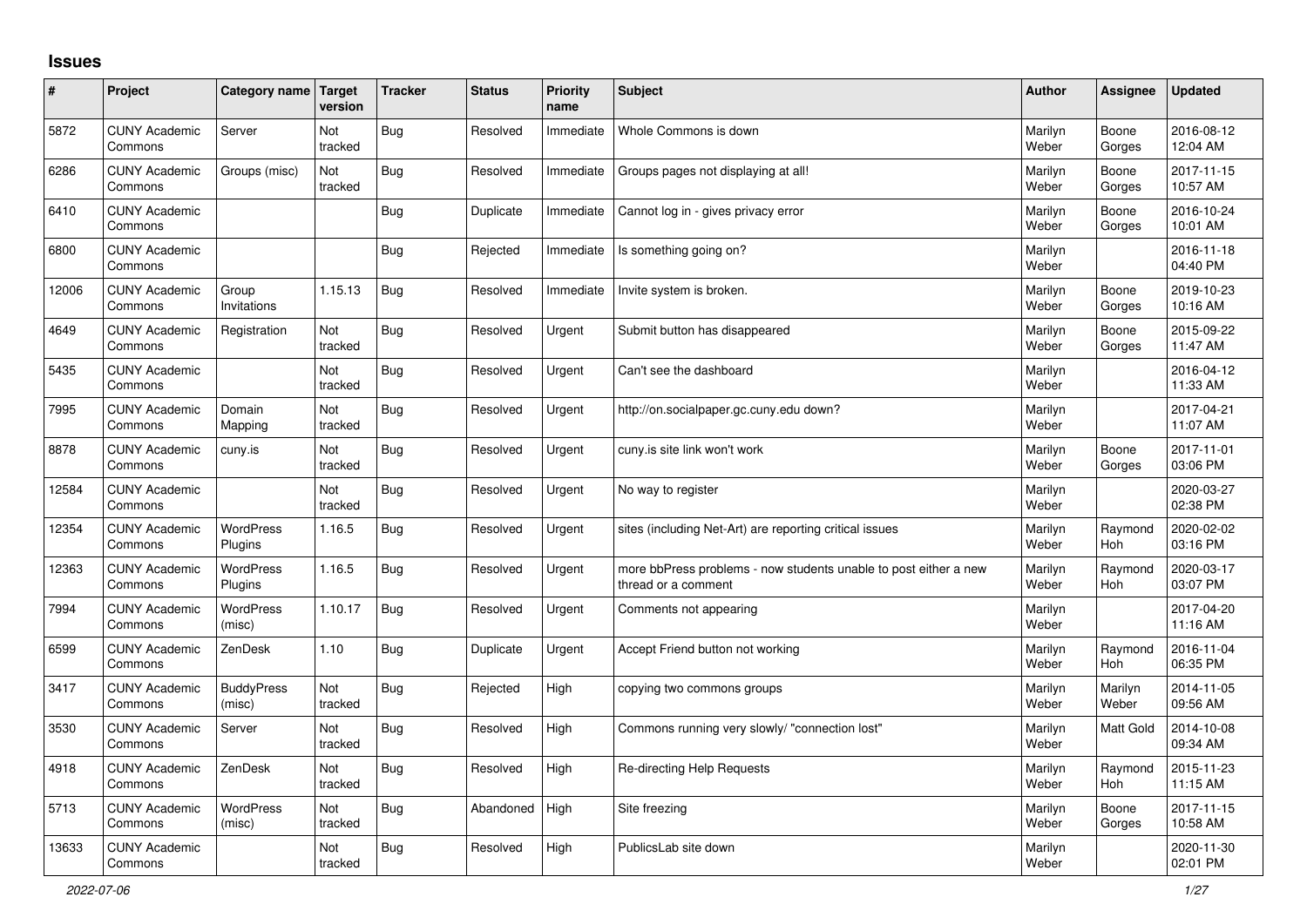# Issues

| # | Project | Category name | Target version | Tracker | Status | Priority name | Subject | Author | Assignee | Updated |
|---|---|---|---|---|---|---|---|---|---|---|
| 5872 | CUNY Academic Commons | Server | Not tracked | Bug | Resolved | Immediate | Whole Commons is down | Marilyn Weber | Boone Gorges | 2016-08-12 12:04 AM |
| 6286 | CUNY Academic Commons | Groups (misc) | Not tracked | Bug | Resolved | Immediate | Groups pages not displaying at all! | Marilyn Weber | Boone Gorges | 2017-11-15 10:57 AM |
| 6410 | CUNY Academic Commons | | | Bug | Duplicate | Immediate | Cannot log in - gives privacy error | Marilyn Weber | Boone Gorges | 2016-10-24 10:01 AM |
| 6800 | CUNY Academic Commons | | | Bug | Rejected | Immediate | Is something going on? | Marilyn Weber | | 2016-11-18 04:40 PM |
| 12006 | CUNY Academic Commons | Group Invitations | 1.15.13 | Bug | Resolved | Immediate | Invite system is broken. | Marilyn Weber | Boone Gorges | 2019-10-23 10:16 AM |
| 4649 | CUNY Academic Commons | Registration | Not tracked | Bug | Resolved | Urgent | Submit button has disappeared | Marilyn Weber | Boone Gorges | 2015-09-22 11:47 AM |
| 5435 | CUNY Academic Commons | | Not tracked | Bug | Resolved | Urgent | Can't see the dashboard | Marilyn Weber | | 2016-04-12 11:33 AM |
| 7995 | CUNY Academic Commons | Domain Mapping | Not tracked | Bug | Resolved | Urgent | http://on.socialpaper.gc.cuny.edu down? | Marilyn Weber | | 2017-04-21 11:07 AM |
| 8878 | CUNY Academic Commons | cuny.is | Not tracked | Bug | Resolved | Urgent | cuny.is site link won't work | Marilyn Weber | Boone Gorges | 2017-11-01 03:06 PM |
| 12584 | CUNY Academic Commons | | Not tracked | Bug | Resolved | Urgent | No way to register | Marilyn Weber | | 2020-03-27 02:38 PM |
| 12354 | CUNY Academic Commons | WordPress Plugins | 1.16.5 | Bug | Resolved | Urgent | sites (including Net-Art) are reporting critical issues | Marilyn Weber | Raymond Hoh | 2020-02-02 03:16 PM |
| 12363 | CUNY Academic Commons | WordPress Plugins | 1.16.5 | Bug | Resolved | Urgent | more bbPress problems - now students unable to post either a new thread or a comment | Marilyn Weber | Raymond Hoh | 2020-03-17 03:07 PM |
| 7994 | CUNY Academic Commons | WordPress (misc) | 1.10.17 | Bug | Resolved | Urgent | Comments not appearing | Marilyn Weber | | 2017-04-20 11:16 AM |
| 6599 | CUNY Academic Commons | ZenDesk | 1.10 | Bug | Duplicate | Urgent | Accept Friend button not working | Marilyn Weber | Raymond Hoh | 2016-11-04 06:35 PM |
| 3417 | CUNY Academic Commons | BuddyPress (misc) | Not tracked | Bug | Rejected | High | copying two commons groups | Marilyn Weber | Marilyn Weber | 2014-11-05 09:56 AM |
| 3530 | CUNY Academic Commons | Server | Not tracked | Bug | Resolved | High | Commons running very slowly/ "connection lost" | Marilyn Weber | Matt Gold | 2014-10-08 09:34 AM |
| 4918 | CUNY Academic Commons | ZenDesk | Not tracked | Bug | Resolved | High | Re-directing Help Requests | Marilyn Weber | Raymond Hoh | 2015-11-23 11:15 AM |
| 5713 | CUNY Academic Commons | WordPress (misc) | Not tracked | Bug | Abandoned | High | Site freezing | Marilyn Weber | Boone Gorges | 2017-11-15 10:58 AM |
| 13633 | CUNY Academic Commons | | Not tracked | Bug | Resolved | High | PublicsLab site down | Marilyn Weber | | 2020-11-30 02:01 PM |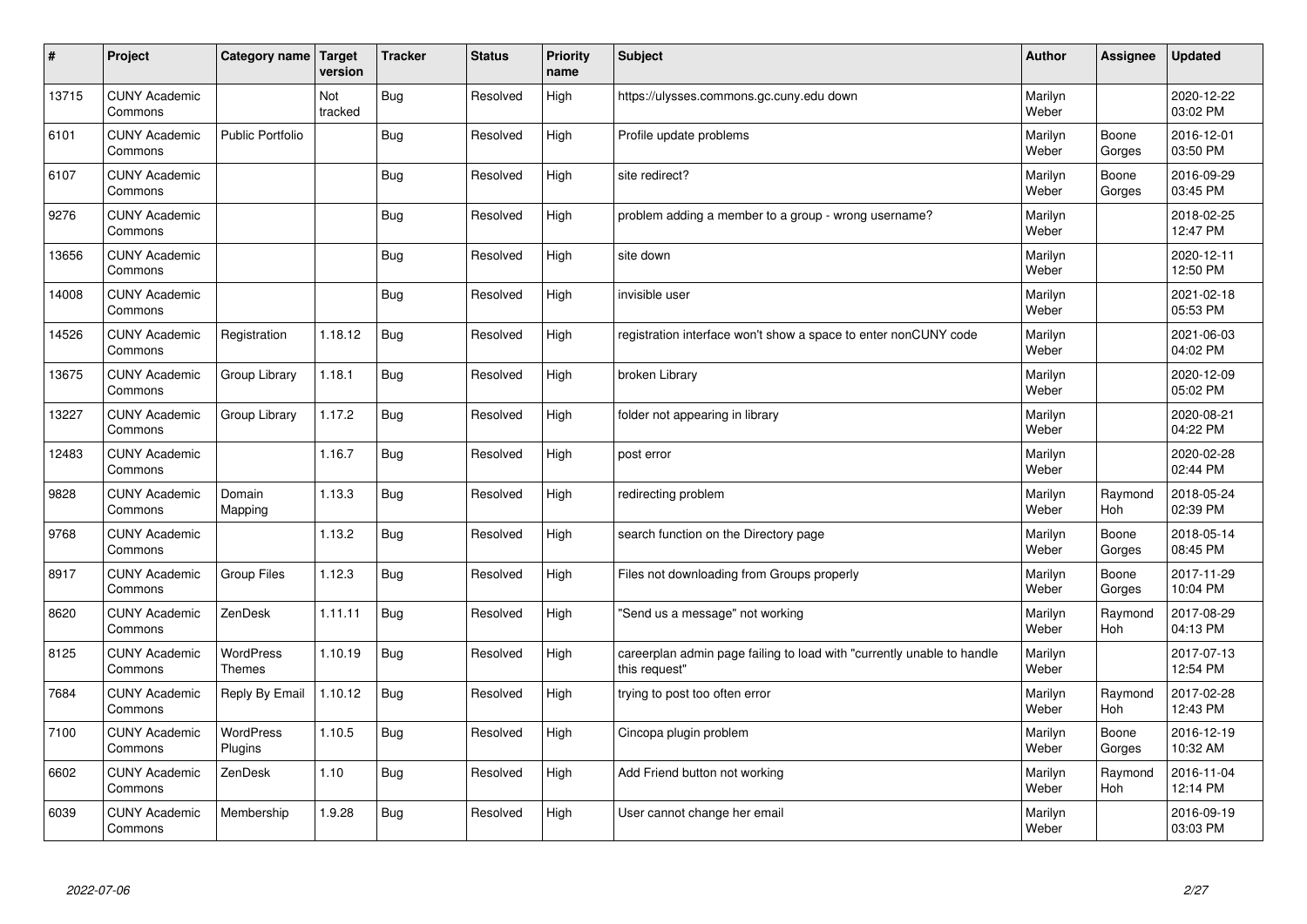| # | Project | Category name | Target version | Tracker | Status | Priority name | Subject | Author | Assignee | Updated |
|---|---|---|---|---|---|---|---|---|---|---|
| 13715 | CUNY Academic Commons | | Not tracked | Bug | Resolved | High | https://ulysses.commons.gc.cuny.edu down | Marilyn Weber | | 2020-12-22 03:02 PM |
| 6101 | CUNY Academic Commons | Public Portfolio | | Bug | Resolved | High | Profile update problems | Marilyn Weber | Boone Gorges | 2016-12-01 03:50 PM |
| 6107 | CUNY Academic Commons | | | Bug | Resolved | High | site redirect? | Marilyn Weber | Boone Gorges | 2016-09-29 03:45 PM |
| 9276 | CUNY Academic Commons | | | Bug | Resolved | High | problem adding a member to a group - wrong username? | Marilyn Weber | | 2018-02-25 12:47 PM |
| 13656 | CUNY Academic Commons | | | Bug | Resolved | High | site down | Marilyn Weber | | 2020-12-11 12:50 PM |
| 14008 | CUNY Academic Commons | | | Bug | Resolved | High | invisible user | Marilyn Weber | | 2021-02-18 05:53 PM |
| 14526 | CUNY Academic Commons | Registration | 1.18.12 | Bug | Resolved | High | registration interface won't show a space to enter nonCUNY code | Marilyn Weber | | 2021-06-03 04:02 PM |
| 13675 | CUNY Academic Commons | Group Library | 1.18.1 | Bug | Resolved | High | broken Library | Marilyn Weber | | 2020-12-09 05:02 PM |
| 13227 | CUNY Academic Commons | Group Library | 1.17.2 | Bug | Resolved | High | folder not appearing in library | Marilyn Weber | | 2020-08-21 04:22 PM |
| 12483 | CUNY Academic Commons | | 1.16.7 | Bug | Resolved | High | post error | Marilyn Weber | | 2020-02-28 02:44 PM |
| 9828 | CUNY Academic Commons | Domain Mapping | 1.13.3 | Bug | Resolved | High | redirecting problem | Marilyn Weber | Raymond Hoh | 2018-05-24 02:39 PM |
| 9768 | CUNY Academic Commons | | 1.13.2 | Bug | Resolved | High | search function on the Directory page | Marilyn Weber | Boone Gorges | 2018-05-14 08:45 PM |
| 8917 | CUNY Academic Commons | Group Files | 1.12.3 | Bug | Resolved | High | Files not downloading from Groups properly | Marilyn Weber | Boone Gorges | 2017-11-29 10:04 PM |
| 8620 | CUNY Academic Commons | ZenDesk | 1.11.11 | Bug | Resolved | High | "Send us a message" not working | Marilyn Weber | Raymond Hoh | 2017-08-29 04:13 PM |
| 8125 | CUNY Academic Commons | WordPress Themes | 1.10.19 | Bug | Resolved | High | careerplan admin page failing to load with "currently unable to handle this request" | Marilyn Weber | | 2017-07-13 12:54 PM |
| 7684 | CUNY Academic Commons | Reply By Email | 1.10.12 | Bug | Resolved | High | trying to post too often error | Marilyn Weber | Raymond Hoh | 2017-02-28 12:43 PM |
| 7100 | CUNY Academic Commons | WordPress Plugins | 1.10.5 | Bug | Resolved | High | Cincopa plugin problem | Marilyn Weber | Boone Gorges | 2016-12-19 10:32 AM |
| 6602 | CUNY Academic Commons | ZenDesk | 1.10 | Bug | Resolved | High | Add Friend button not working | Marilyn Weber | Raymond Hoh | 2016-11-04 12:14 PM |
| 6039 | CUNY Academic Commons | Membership | 1.9.28 | Bug | Resolved | High | User cannot change her email | Marilyn Weber | | 2016-09-19 03:03 PM |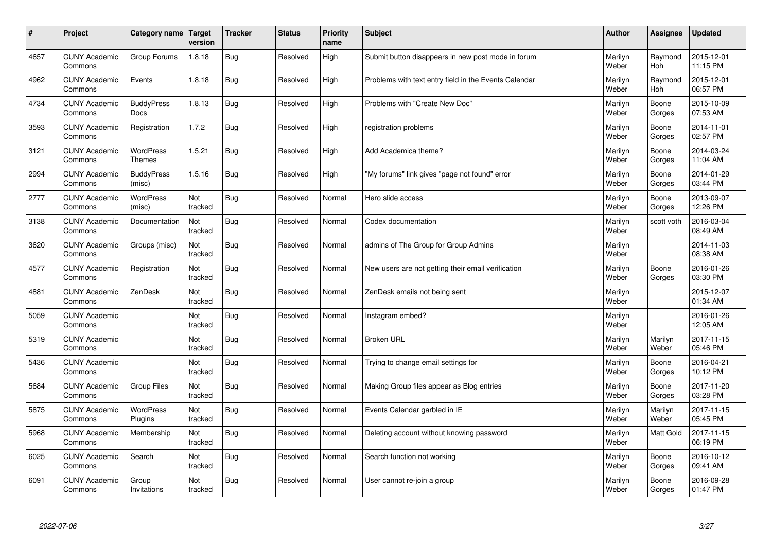| # | Project | Category name | Target version | Tracker | Status | Priority name | Subject | Author | Assignee | Updated |
|---|---|---|---|---|---|---|---|---|---|---|
| 4657 | CUNY Academic Commons | Group Forums | 1.8.18 | Bug | Resolved | High | Submit button disappears in new post mode in forum | Marilyn Weber | Raymond Hoh | 2015-12-01 11:15 PM |
| 4962 | CUNY Academic Commons | Events | 1.8.18 | Bug | Resolved | High | Problems with text entry field in the Events Calendar | Marilyn Weber | Raymond Hoh | 2015-12-01 06:57 PM |
| 4734 | CUNY Academic Commons | BuddyPress Docs | 1.8.13 | Bug | Resolved | High | Problems with "Create New Doc" | Marilyn Weber | Boone Gorges | 2015-10-09 07:53 AM |
| 3593 | CUNY Academic Commons | Registration | 1.7.2 | Bug | Resolved | High | registration problems | Marilyn Weber | Boone Gorges | 2014-11-01 02:57 PM |
| 3121 | CUNY Academic Commons | WordPress Themes | 1.5.21 | Bug | Resolved | High | Add Academica theme? | Marilyn Weber | Boone Gorges | 2014-03-24 11:04 AM |
| 2994 | CUNY Academic Commons | BuddyPress (misc) | 1.5.16 | Bug | Resolved | High | "My forums" link gives "page not found" error | Marilyn Weber | Boone Gorges | 2014-01-29 03:44 PM |
| 2777 | CUNY Academic Commons | WordPress (misc) | Not tracked | Bug | Resolved | Normal | Hero slide access | Marilyn Weber | Boone Gorges | 2013-09-07 12:26 PM |
| 3138 | CUNY Academic Commons | Documentation | Not tracked | Bug | Resolved | Normal | Codex documentation | Marilyn Weber | scott voth | 2016-03-04 08:49 AM |
| 3620 | CUNY Academic Commons | Groups (misc) | Not tracked | Bug | Resolved | Normal | admins of The Group for Group Admins | Marilyn Weber | | 2014-11-03 08:38 AM |
| 4577 | CUNY Academic Commons | Registration | Not tracked | Bug | Resolved | Normal | New users are not getting their email verification | Marilyn Weber | Boone Gorges | 2016-01-26 03:30 PM |
| 4881 | CUNY Academic Commons | ZenDesk | Not tracked | Bug | Resolved | Normal | ZenDesk emails not being sent | Marilyn Weber | | 2015-12-07 01:34 AM |
| 5059 | CUNY Academic Commons | | Not tracked | Bug | Resolved | Normal | Instagram embed? | Marilyn Weber | | 2016-01-26 12:05 AM |
| 5319 | CUNY Academic Commons | | Not tracked | Bug | Resolved | Normal | Broken URL | Marilyn Weber | Marilyn Weber | 2017-11-15 05:46 PM |
| 5436 | CUNY Academic Commons | | Not tracked | Bug | Resolved | Normal | Trying to change email settings for | Marilyn Weber | Boone Gorges | 2016-04-21 10:12 PM |
| 5684 | CUNY Academic Commons | Group Files | Not tracked | Bug | Resolved | Normal | Making Group files appear as Blog entries | Marilyn Weber | Boone Gorges | 2017-11-20 03:28 PM |
| 5875 | CUNY Academic Commons | WordPress Plugins | Not tracked | Bug | Resolved | Normal | Events Calendar garbled in IE | Marilyn Weber | Marilyn Weber | 2017-11-15 05:45 PM |
| 5968 | CUNY Academic Commons | Membership | Not tracked | Bug | Resolved | Normal | Deleting account without knowing password | Marilyn Weber | Matt Gold | 2017-11-15 06:19 PM |
| 6025 | CUNY Academic Commons | Search | Not tracked | Bug | Resolved | Normal | Search function not working | Marilyn Weber | Boone Gorges | 2016-10-12 09:41 AM |
| 6091 | CUNY Academic Commons | Group Invitations | Not tracked | Bug | Resolved | Normal | User cannot re-join a group | Marilyn Weber | Boone Gorges | 2016-09-28 01:47 PM |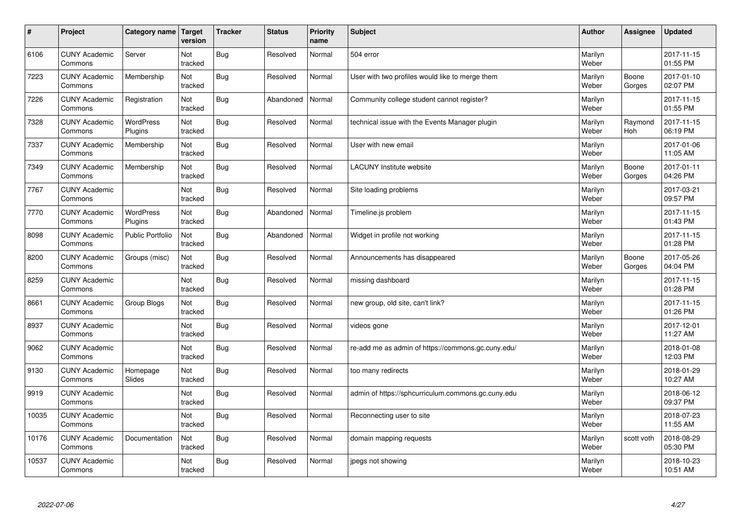| # | Project | Category name | Target version | Tracker | Status | Priority name | Subject | Author | Assignee | Updated |
|---|---|---|---|---|---|---|---|---|---|---|
| 6106 | CUNY Academic Commons | Server | Not tracked | Bug | Resolved | Normal | 504 error | Marilyn Weber | | 2017-11-15 01:55 PM |
| 7223 | CUNY Academic Commons | Membership | Not tracked | Bug | Resolved | Normal | User with two profiles would like to merge them | Marilyn Weber | Boone Gorges | 2017-01-10 02:07 PM |
| 7226 | CUNY Academic Commons | Registration | Not tracked | Bug | Abandoned | Normal | Community college student cannot register? | Marilyn Weber | | 2017-11-15 01:55 PM |
| 7328 | CUNY Academic Commons | WordPress Plugins | Not tracked | Bug | Resolved | Normal | technical issue with the Events Manager plugin | Marilyn Weber | Raymond Hoh | 2017-11-15 06:19 PM |
| 7337 | CUNY Academic Commons | Membership | Not tracked | Bug | Resolved | Normal | User with new email | Marilyn Weber | | 2017-01-06 11:05 AM |
| 7349 | CUNY Academic Commons | Membership | Not tracked | Bug | Resolved | Normal | LACUNY Institute website | Marilyn Weber | Boone Gorges | 2017-01-11 04:26 PM |
| 7767 | CUNY Academic Commons | | Not tracked | Bug | Resolved | Normal | Site loading problems | Marilyn Weber | | 2017-03-21 09:57 PM |
| 7770 | CUNY Academic Commons | WordPress Plugins | Not tracked | Bug | Abandoned | Normal | Timeline.js problem | Marilyn Weber | | 2017-11-15 01:43 PM |
| 8098 | CUNY Academic Commons | Public Portfolio | Not tracked | Bug | Abandoned | Normal | Widget in profile not working | Marilyn Weber | | 2017-11-15 01:28 PM |
| 8200 | CUNY Academic Commons | Groups (misc) | Not tracked | Bug | Resolved | Normal | Announcements has disappeared | Marilyn Weber | Boone Gorges | 2017-05-26 04:04 PM |
| 8259 | CUNY Academic Commons | | Not tracked | Bug | Resolved | Normal | missing dashboard | Marilyn Weber | | 2017-11-15 01:28 PM |
| 8661 | CUNY Academic Commons | Group Blogs | Not tracked | Bug | Resolved | Normal | new group, old site, can't link? | Marilyn Weber | | 2017-11-15 01:26 PM |
| 8937 | CUNY Academic Commons | | Not tracked | Bug | Resolved | Normal | videos gone | Marilyn Weber | | 2017-12-01 11:27 AM |
| 9062 | CUNY Academic Commons | | Not tracked | Bug | Resolved | Normal | re-add me as admin of https://commons.gc.cuny.edu/ | Marilyn Weber | | 2018-01-08 12:03 PM |
| 9130 | CUNY Academic Commons | Homepage Slides | Not tracked | Bug | Resolved | Normal | too many redirects | Marilyn Weber | | 2018-01-29 10:27 AM |
| 9919 | CUNY Academic Commons | | Not tracked | Bug | Resolved | Normal | admin of https://sphcurriculum.commons.gc.cuny.edu | Marilyn Weber | | 2018-06-12 09:37 PM |
| 10035 | CUNY Academic Commons | | Not tracked | Bug | Resolved | Normal | Reconnecting user to site | Marilyn Weber | | 2018-07-23 11:55 AM |
| 10176 | CUNY Academic Commons | Documentation | Not tracked | Bug | Resolved | Normal | domain mapping requests | Marilyn Weber | scott voth | 2018-08-29 05:30 PM |
| 10537 | CUNY Academic Commons | | Not tracked | Bug | Resolved | Normal | jpegs not showing | Marilyn Weber | | 2018-10-23 10:51 AM |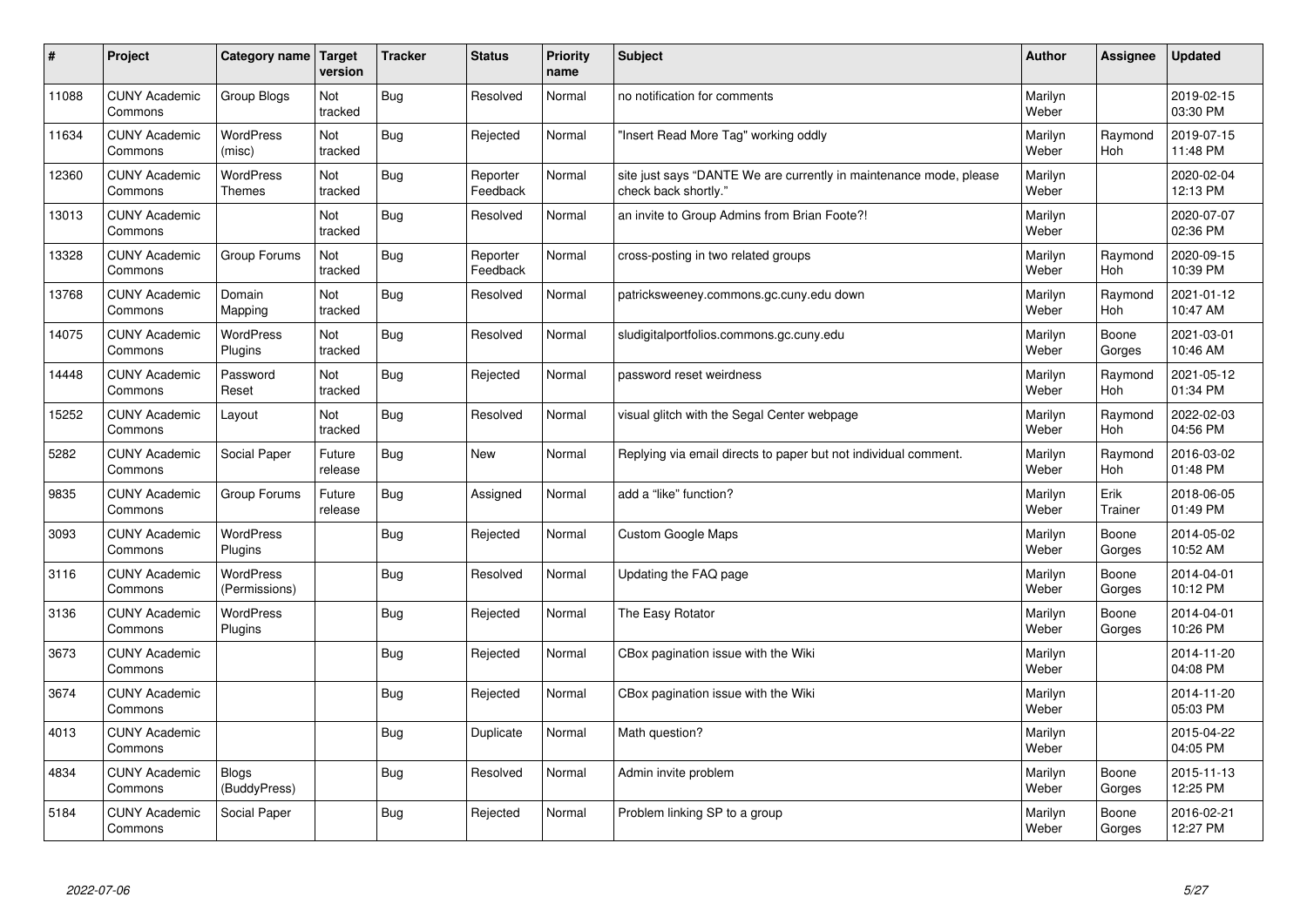| # | Project | Category name | Target version | Tracker | Status | Priority name | Subject | Author | Assignee | Updated |
|---|---|---|---|---|---|---|---|---|---|---|
| 11088 | CUNY Academic Commons | Group Blogs | Not tracked | Bug | Resolved | Normal | no notification for comments | Marilyn Weber | | 2019-02-15 03:30 PM |
| 11634 | CUNY Academic Commons | WordPress (misc) | Not tracked | Bug | Rejected | Normal | "Insert Read More Tag" working oddly | Marilyn Weber | Raymond Hoh | 2019-07-15 11:48 PM |
| 12360 | CUNY Academic Commons | WordPress Themes | Not tracked | Bug | Reporter Feedback | Normal | site just says "DANTE We are currently in maintenance mode, please check back shortly." | Marilyn Weber | | 2020-02-04 12:13 PM |
| 13013 | CUNY Academic Commons | | Not tracked | Bug | Resolved | Normal | an invite to Group Admins from Brian Foote?! | Marilyn Weber | | 2020-07-07 02:36 PM |
| 13328 | CUNY Academic Commons | Group Forums | Not tracked | Bug | Reporter Feedback | Normal | cross-posting in two related groups | Marilyn Weber | Raymond Hoh | 2020-09-15 10:39 PM |
| 13768 | CUNY Academic Commons | Domain Mapping | Not tracked | Bug | Resolved | Normal | patricksweeney.commons.gc.cuny.edu down | Marilyn Weber | Raymond Hoh | 2021-01-12 10:47 AM |
| 14075 | CUNY Academic Commons | WordPress Plugins | Not tracked | Bug | Resolved | Normal | sludigitalportfolios.commons.gc.cuny.edu | Marilyn Weber | Boone Gorges | 2021-03-01 10:46 AM |
| 14448 | CUNY Academic Commons | Password Reset | Not tracked | Bug | Rejected | Normal | password reset weirdness | Marilyn Weber | Raymond Hoh | 2021-05-12 01:34 PM |
| 15252 | CUNY Academic Commons | Layout | Not tracked | Bug | Resolved | Normal | visual glitch with the Segal Center webpage | Marilyn Weber | Raymond Hoh | 2022-02-03 04:56 PM |
| 5282 | CUNY Academic Commons | Social Paper | Future release | Bug | New | Normal | Replying via email directs to paper but not individual comment. | Marilyn Weber | Raymond Hoh | 2016-03-02 01:48 PM |
| 9835 | CUNY Academic Commons | Group Forums | Future release | Bug | Assigned | Normal | add a "like" function? | Marilyn Weber | Erik Trainer | 2018-06-05 01:49 PM |
| 3093 | CUNY Academic Commons | WordPress Plugins | | Bug | Rejected | Normal | Custom Google Maps | Marilyn Weber | Boone Gorges | 2014-05-02 10:52 AM |
| 3116 | CUNY Academic Commons | WordPress (Permissions) | | Bug | Resolved | Normal | Updating the FAQ page | Marilyn Weber | Boone Gorges | 2014-04-01 10:12 PM |
| 3136 | CUNY Academic Commons | WordPress Plugins | | Bug | Rejected | Normal | The Easy Rotator | Marilyn Weber | Boone Gorges | 2014-04-01 10:26 PM |
| 3673 | CUNY Academic Commons | | | Bug | Rejected | Normal | CBox pagination issue with the Wiki | Marilyn Weber | | 2014-11-20 04:08 PM |
| 3674 | CUNY Academic Commons | | | Bug | Rejected | Normal | CBox pagination issue with the Wiki | Marilyn Weber | | 2014-11-20 05:03 PM |
| 4013 | CUNY Academic Commons | | | Bug | Duplicate | Normal | Math question? | Marilyn Weber | | 2015-04-22 04:05 PM |
| 4834 | CUNY Academic Commons | Blogs (BuddyPress) | | Bug | Resolved | Normal | Admin invite problem | Marilyn Weber | Boone Gorges | 2015-11-13 12:25 PM |
| 5184 | CUNY Academic Commons | Social Paper | | Bug | Rejected | Normal | Problem linking SP to a group | Marilyn Weber | Boone Gorges | 2016-02-21 12:27 PM |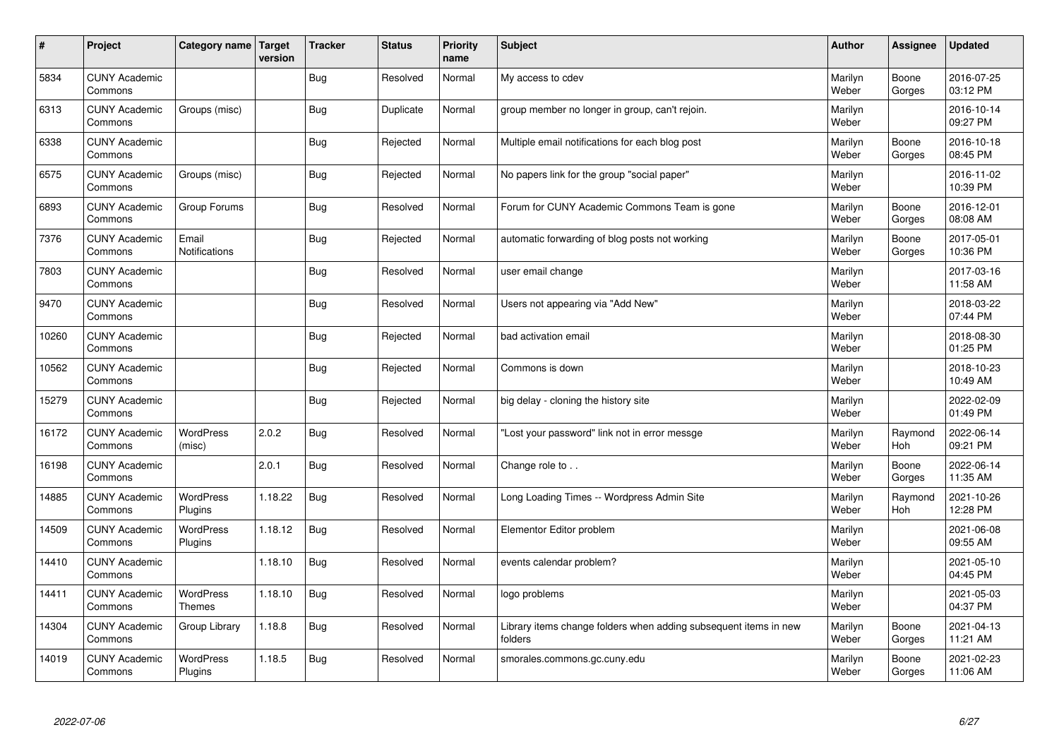| # | Project | Category name | Target version | Tracker | Status | Priority name | Subject | Author | Assignee | Updated |
|---|---|---|---|---|---|---|---|---|---|---|
| 5834 | CUNY Academic Commons | | | Bug | Resolved | Normal | My access to cdev | Marilyn Weber | Boone Gorges | 2016-07-25 03:12 PM |
| 6313 | CUNY Academic Commons | Groups (misc) | | Bug | Duplicate | Normal | group member no longer in group, can't rejoin. | Marilyn Weber | | 2016-10-14 09:27 PM |
| 6338 | CUNY Academic Commons | | | Bug | Rejected | Normal | Multiple email notifications for each blog post | Marilyn Weber | Boone Gorges | 2016-10-18 08:45 PM |
| 6575 | CUNY Academic Commons | Groups (misc) | | Bug | Rejected | Normal | No papers link for the group "social paper" | Marilyn Weber | | 2016-11-02 10:39 PM |
| 6893 | CUNY Academic Commons | Group Forums | | Bug | Resolved | Normal | Forum for CUNY Academic Commons Team is gone | Marilyn Weber | Boone Gorges | 2016-12-01 08:08 AM |
| 7376 | CUNY Academic Commons | Email Notifications | | Bug | Rejected | Normal | automatic forwarding of blog posts not working | Marilyn Weber | Boone Gorges | 2017-05-01 10:36 PM |
| 7803 | CUNY Academic Commons | | | Bug | Resolved | Normal | user email change | Marilyn Weber | | 2017-03-16 11:58 AM |
| 9470 | CUNY Academic Commons | | | Bug | Resolved | Normal | Users not appearing via "Add New" | Marilyn Weber | | 2018-03-22 07:44 PM |
| 10260 | CUNY Academic Commons | | | Bug | Rejected | Normal | bad activation email | Marilyn Weber | | 2018-08-30 01:25 PM |
| 10562 | CUNY Academic Commons | | | Bug | Rejected | Normal | Commons is down | Marilyn Weber | | 2018-10-23 10:49 AM |
| 15279 | CUNY Academic Commons | | | Bug | Rejected | Normal | big delay - cloning the history site | Marilyn Weber | | 2022-02-09 01:49 PM |
| 16172 | CUNY Academic Commons | WordPress (misc) | 2.0.2 | Bug | Resolved | Normal | "Lost your password" link not in error messge | Marilyn Weber | Raymond Hoh | 2022-06-14 09:21 PM |
| 16198 | CUNY Academic Commons | | 2.0.1 | Bug | Resolved | Normal | Change role to . . | Marilyn Weber | Boone Gorges | 2022-06-14 11:35 AM |
| 14885 | CUNY Academic Commons | WordPress Plugins | 1.18.22 | Bug | Resolved | Normal | Long Loading Times -- Wordpress Admin Site | Marilyn Weber | Raymond Hoh | 2021-10-26 12:28 PM |
| 14509 | CUNY Academic Commons | WordPress Plugins | 1.18.12 | Bug | Resolved | Normal | Elementor Editor problem | Marilyn Weber | | 2021-06-08 09:55 AM |
| 14410 | CUNY Academic Commons | | 1.18.10 | Bug | Resolved | Normal | events calendar problem? | Marilyn Weber | | 2021-05-10 04:45 PM |
| 14411 | CUNY Academic Commons | WordPress Themes | 1.18.10 | Bug | Resolved | Normal | logo problems | Marilyn Weber | | 2021-05-03 04:37 PM |
| 14304 | CUNY Academic Commons | Group Library | 1.18.8 | Bug | Resolved | Normal | Library items change folders when adding subsequent items in new folders | Marilyn Weber | Boone Gorges | 2021-04-13 11:21 AM |
| 14019 | CUNY Academic Commons | WordPress Plugins | 1.18.5 | Bug | Resolved | Normal | smorales.commons.gc.cuny.edu | Marilyn Weber | Boone Gorges | 2021-02-23 11:06 AM |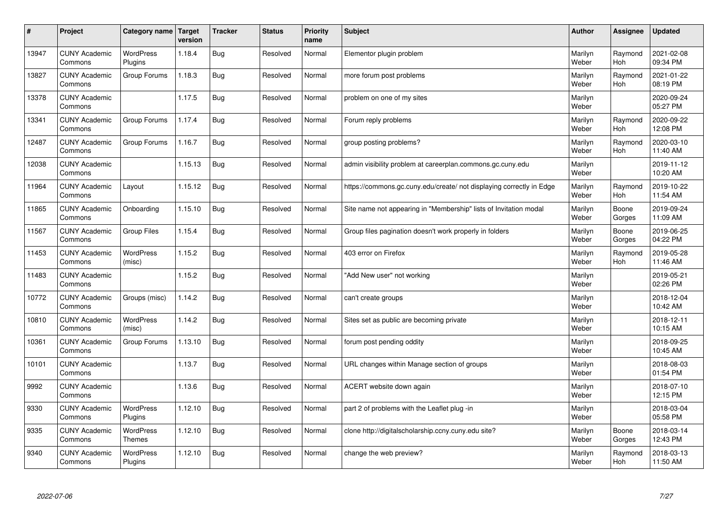| # | Project | Category name | Target version | Tracker | Status | Priority name | Subject | Author | Assignee | Updated |
|---|---|---|---|---|---|---|---|---|---|---|
| 13947 | CUNY Academic Commons | WordPress Plugins | 1.18.4 | Bug | Resolved | Normal | Elementor plugin problem | Marilyn Weber | Raymond Hoh | 2021-02-08 09:34 PM |
| 13827 | CUNY Academic Commons | Group Forums | 1.18.3 | Bug | Resolved | Normal | more forum post problems | Marilyn Weber | Raymond Hoh | 2021-01-22 08:19 PM |
| 13378 | CUNY Academic Commons | | 1.17.5 | Bug | Resolved | Normal | problem on one of my sites | Marilyn Weber | | 2020-09-24 05:27 PM |
| 13341 | CUNY Academic Commons | Group Forums | 1.17.4 | Bug | Resolved | Normal | Forum reply problems | Marilyn Weber | Raymond Hoh | 2020-09-22 12:08 PM |
| 12487 | CUNY Academic Commons | Group Forums | 1.16.7 | Bug | Resolved | Normal | group posting problems? | Marilyn Weber | Raymond Hoh | 2020-03-10 11:40 AM |
| 12038 | CUNY Academic Commons | | 1.15.13 | Bug | Resolved | Normal | admin visibility problem at careerplan.commons.gc.cuny.edu | Marilyn Weber | | 2019-11-12 10:20 AM |
| 11964 | CUNY Academic Commons | Layout | 1.15.12 | Bug | Resolved | Normal | https://commons.gc.cuny.edu/create/ not displaying correctly in Edge | Marilyn Weber | Raymond Hoh | 2019-10-22 11:54 AM |
| 11865 | CUNY Academic Commons | Onboarding | 1.15.10 | Bug | Resolved | Normal | Site name not appearing in "Membership" lists of Invitation modal | Marilyn Weber | Boone Gorges | 2019-09-24 11:09 AM |
| 11567 | CUNY Academic Commons | Group Files | 1.15.4 | Bug | Resolved | Normal | Group files pagination doesn't work properly in folders | Marilyn Weber | Boone Gorges | 2019-06-25 04:22 PM |
| 11453 | CUNY Academic Commons | WordPress (misc) | 1.15.2 | Bug | Resolved | Normal | 403 error on Firefox | Marilyn Weber | Raymond Hoh | 2019-05-28 11:46 AM |
| 11483 | CUNY Academic Commons | | 1.15.2 | Bug | Resolved | Normal | "Add New user" not working | Marilyn Weber | | 2019-05-21 02:26 PM |
| 10772 | CUNY Academic Commons | Groups (misc) | 1.14.2 | Bug | Resolved | Normal | can't create groups | Marilyn Weber | | 2018-12-04 10:42 AM |
| 10810 | CUNY Academic Commons | WordPress (misc) | 1.14.2 | Bug | Resolved | Normal | Sites set as public are becoming private | Marilyn Weber | | 2018-12-11 10:15 AM |
| 10361 | CUNY Academic Commons | Group Forums | 1.13.10 | Bug | Resolved | Normal | forum post pending oddity | Marilyn Weber | | 2018-09-25 10:45 AM |
| 10101 | CUNY Academic Commons | | 1.13.7 | Bug | Resolved | Normal | URL changes within Manage section of groups | Marilyn Weber | | 2018-08-03 01:54 PM |
| 9992 | CUNY Academic Commons | | 1.13.6 | Bug | Resolved | Normal | ACERT website down again | Marilyn Weber | | 2018-07-10 12:15 PM |
| 9330 | CUNY Academic Commons | WordPress Plugins | 1.12.10 | Bug | Resolved | Normal | part 2 of problems with the Leaflet plug -in | Marilyn Weber | | 2018-03-04 05:58 PM |
| 9335 | CUNY Academic Commons | WordPress Themes | 1.12.10 | Bug | Resolved | Normal | clone http://digitalscholarship.ccny.cuny.edu site? | Marilyn Weber | Boone Gorges | 2018-03-14 12:43 PM |
| 9340 | CUNY Academic Commons | WordPress Plugins | 1.12.10 | Bug | Resolved | Normal | change the web preview? | Marilyn Weber | Raymond Hoh | 2018-03-13 11:50 AM |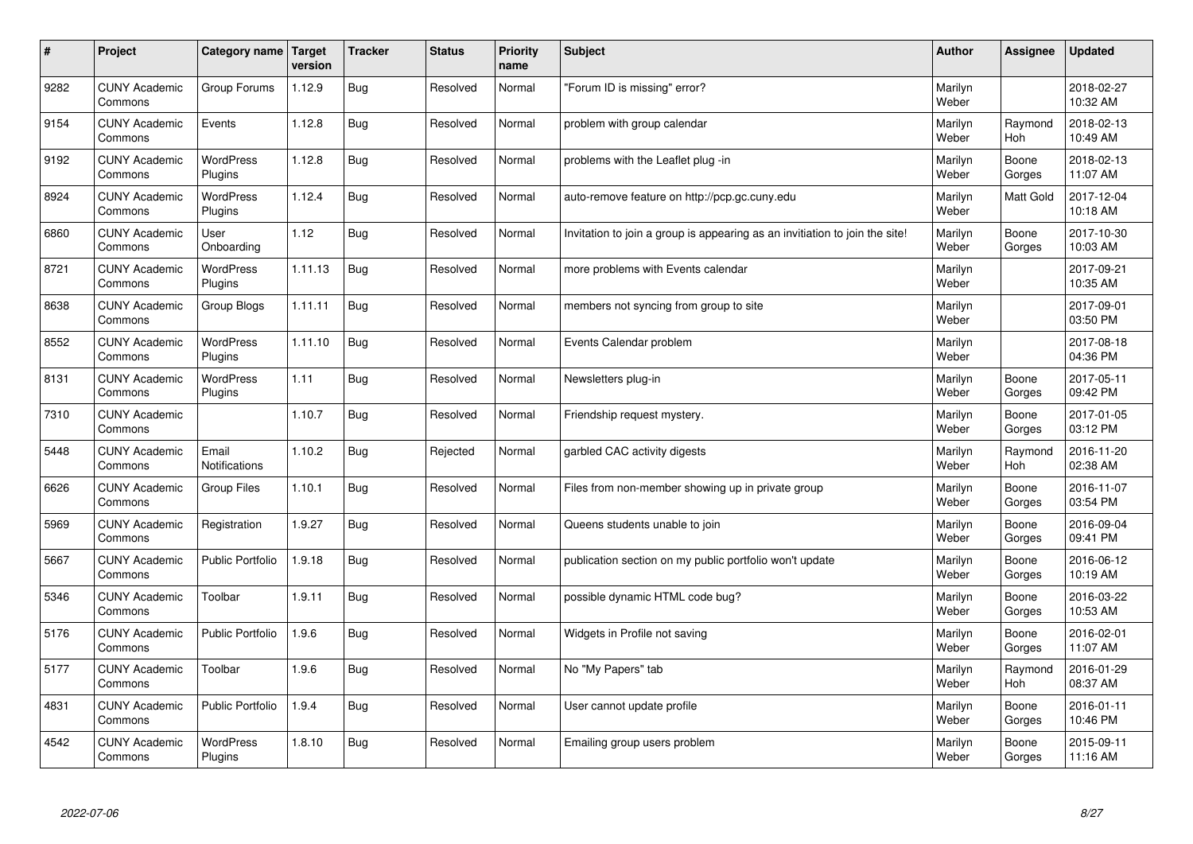| # | Project | Category name | Target version | Tracker | Status | Priority name | Subject | Author | Assignee | Updated |
|---|---|---|---|---|---|---|---|---|---|---|
| 9282 | CUNY Academic Commons | Group Forums | 1.12.9 | Bug | Resolved | Normal | "Forum ID is missing" error? | Marilyn Weber | | 2018-02-27 10:32 AM |
| 9154 | CUNY Academic Commons | Events | 1.12.8 | Bug | Resolved | Normal | problem with group calendar | Marilyn Weber | Raymond Hoh | 2018-02-13 10:49 AM |
| 9192 | CUNY Academic Commons | WordPress Plugins | 1.12.8 | Bug | Resolved | Normal | problems with the Leaflet plug -in | Marilyn Weber | Boone Gorges | 2018-02-13 11:07 AM |
| 8924 | CUNY Academic Commons | WordPress Plugins | 1.12.4 | Bug | Resolved | Normal | auto-remove feature on http://pcp.gc.cuny.edu | Marilyn Weber | Matt Gold | 2017-12-04 10:18 AM |
| 6860 | CUNY Academic Commons | User Onboarding | 1.12 | Bug | Resolved | Normal | Invitation to join a group is appearing as an invitiation to join the site! | Marilyn Weber | Boone Gorges | 2017-10-30 10:03 AM |
| 8721 | CUNY Academic Commons | WordPress Plugins | 1.11.13 | Bug | Resolved | Normal | more problems with Events calendar | Marilyn Weber | | 2017-09-21 10:35 AM |
| 8638 | CUNY Academic Commons | Group Blogs | 1.11.11 | Bug | Resolved | Normal | members not syncing from group to site | Marilyn Weber | | 2017-09-01 03:50 PM |
| 8552 | CUNY Academic Commons | WordPress Plugins | 1.11.10 | Bug | Resolved | Normal | Events Calendar problem | Marilyn Weber | | 2017-08-18 04:36 PM |
| 8131 | CUNY Academic Commons | WordPress Plugins | 1.11 | Bug | Resolved | Normal | Newsletters plug-in | Marilyn Weber | Boone Gorges | 2017-05-11 09:42 PM |
| 7310 | CUNY Academic Commons | | 1.10.7 | Bug | Resolved | Normal | Friendship request mystery. | Marilyn Weber | Boone Gorges | 2017-01-05 03:12 PM |
| 5448 | CUNY Academic Commons | Email Notifications | 1.10.2 | Bug | Rejected | Normal | garbled CAC activity digests | Marilyn Weber | Raymond Hoh | 2016-11-20 02:38 AM |
| 6626 | CUNY Academic Commons | Group Files | 1.10.1 | Bug | Resolved | Normal | Files from non-member showing up in private group | Marilyn Weber | Boone Gorges | 2016-11-07 03:54 PM |
| 5969 | CUNY Academic Commons | Registration | 1.9.27 | Bug | Resolved | Normal | Queens students unable to join | Marilyn Weber | Boone Gorges | 2016-09-04 09:41 PM |
| 5667 | CUNY Academic Commons | Public Portfolio | 1.9.18 | Bug | Resolved | Normal | publication section on my public portfolio won't update | Marilyn Weber | Boone Gorges | 2016-06-12 10:19 AM |
| 5346 | CUNY Academic Commons | Toolbar | 1.9.11 | Bug | Resolved | Normal | possible dynamic HTML code bug? | Marilyn Weber | Boone Gorges | 2016-03-22 10:53 AM |
| 5176 | CUNY Academic Commons | Public Portfolio | 1.9.6 | Bug | Resolved | Normal | Widgets in Profile not saving | Marilyn Weber | Boone Gorges | 2016-02-01 11:07 AM |
| 5177 | CUNY Academic Commons | Toolbar | 1.9.6 | Bug | Resolved | Normal | No "My Papers" tab | Marilyn Weber | Raymond Hoh | 2016-01-29 08:37 AM |
| 4831 | CUNY Academic Commons | Public Portfolio | 1.9.4 | Bug | Resolved | Normal | User cannot update profile | Marilyn Weber | Boone Gorges | 2016-01-11 10:46 PM |
| 4542 | CUNY Academic Commons | WordPress Plugins | 1.8.10 | Bug | Resolved | Normal | Emailing group users problem | Marilyn Weber | Boone Gorges | 2015-09-11 11:16 AM |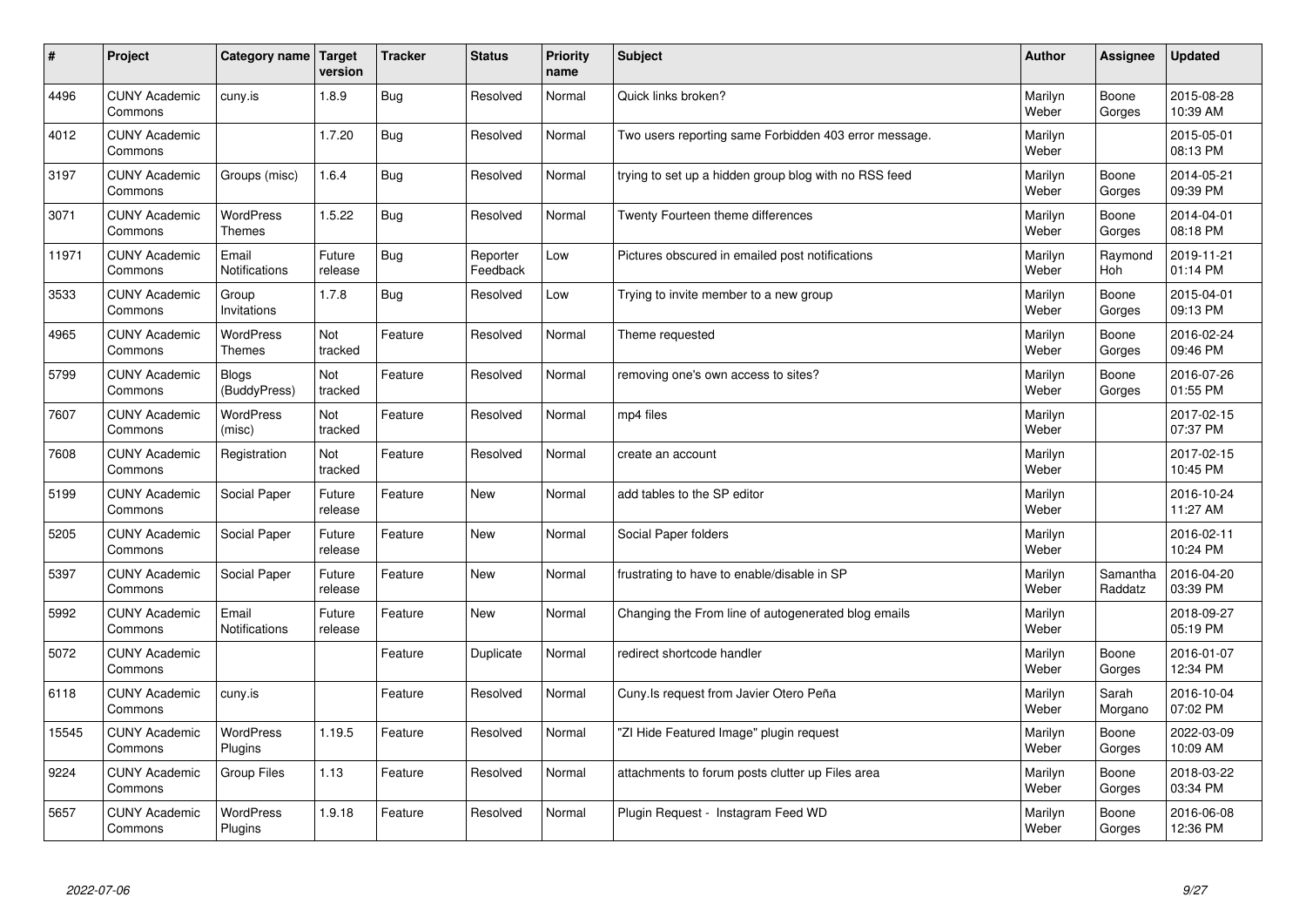| # | Project | Category name | Target version | Tracker | Status | Priority name | Subject | Author | Assignee | Updated |
|---|---|---|---|---|---|---|---|---|---|---|
| 4496 | CUNY Academic Commons | cuny.is | 1.8.9 | Bug | Resolved | Normal | Quick links broken? | Marilyn Weber | Boone Gorges | 2015-08-28 10:39 AM |
| 4012 | CUNY Academic Commons | | 1.7.20 | Bug | Resolved | Normal | Two users reporting same Forbidden 403 error message. | Marilyn Weber | | 2015-05-01 08:13 PM |
| 3197 | CUNY Academic Commons | Groups (misc) | 1.6.4 | Bug | Resolved | Normal | trying to set up a hidden group blog with no RSS feed | Marilyn Weber | Boone Gorges | 2014-05-21 09:39 PM |
| 3071 | CUNY Academic Commons | WordPress Themes | 1.5.22 | Bug | Resolved | Normal | Twenty Fourteen theme differences | Marilyn Weber | Boone Gorges | 2014-04-01 08:18 PM |
| 11971 | CUNY Academic Commons | Email Notifications | Future release | Bug | Reporter Feedback | Low | Pictures obscured in emailed post notifications | Marilyn Weber | Raymond Hoh | 2019-11-21 01:14 PM |
| 3533 | CUNY Academic Commons | Group Invitations | 1.7.8 | Bug | Resolved | Low | Trying to invite member to a new group | Marilyn Weber | Boone Gorges | 2015-04-01 09:13 PM |
| 4965 | CUNY Academic Commons | WordPress Themes | Not tracked | Feature | Resolved | Normal | Theme requested | Marilyn Weber | Boone Gorges | 2016-02-24 09:46 PM |
| 5799 | CUNY Academic Commons | Blogs (BuddyPress) | Not tracked | Feature | Resolved | Normal | removing one's own access to sites? | Marilyn Weber | Boone Gorges | 2016-07-26 01:55 PM |
| 7607 | CUNY Academic Commons | WordPress (misc) | Not tracked | Feature | Resolved | Normal | mp4 files | Marilyn Weber | | 2017-02-15 07:37 PM |
| 7608 | CUNY Academic Commons | Registration | Not tracked | Feature | Resolved | Normal | create an account | Marilyn Weber | | 2017-02-15 10:45 PM |
| 5199 | CUNY Academic Commons | Social Paper | Future release | Feature | New | Normal | add tables to the SP editor | Marilyn Weber | | 2016-10-24 11:27 AM |
| 5205 | CUNY Academic Commons | Social Paper | Future release | Feature | New | Normal | Social Paper folders | Marilyn Weber | | 2016-02-11 10:24 PM |
| 5397 | CUNY Academic Commons | Social Paper | Future release | Feature | New | Normal | frustrating to have to enable/disable in SP | Marilyn Weber | Samantha Raddatz | 2016-04-20 03:39 PM |
| 5992 | CUNY Academic Commons | Email Notifications | Future release | Feature | New | Normal | Changing the From line of autogenerated blog emails | Marilyn Weber | | 2018-09-27 05:19 PM |
| 5072 | CUNY Academic Commons | | | Feature | Duplicate | Normal | redirect shortcode handler | Marilyn Weber | Boone Gorges | 2016-01-07 12:34 PM |
| 6118 | CUNY Academic Commons | cuny.is | | Feature | Resolved | Normal | Cuny.Is request from Javier Otero Peña | Marilyn Weber | Sarah Morgano | 2016-10-04 07:02 PM |
| 15545 | CUNY Academic Commons | WordPress Plugins | 1.19.5 | Feature | Resolved | Normal | "ZI Hide Featured Image" plugin request | Marilyn Weber | Boone Gorges | 2022-03-09 10:09 AM |
| 9224 | CUNY Academic Commons | Group Files | 1.13 | Feature | Resolved | Normal | attachments to forum posts clutter up Files area | Marilyn Weber | Boone Gorges | 2018-03-22 03:34 PM |
| 5657 | CUNY Academic Commons | WordPress Plugins | 1.9.18 | Feature | Resolved | Normal | Plugin Request - Instagram Feed WD | Marilyn Weber | Boone Gorges | 2016-06-08 12:36 PM |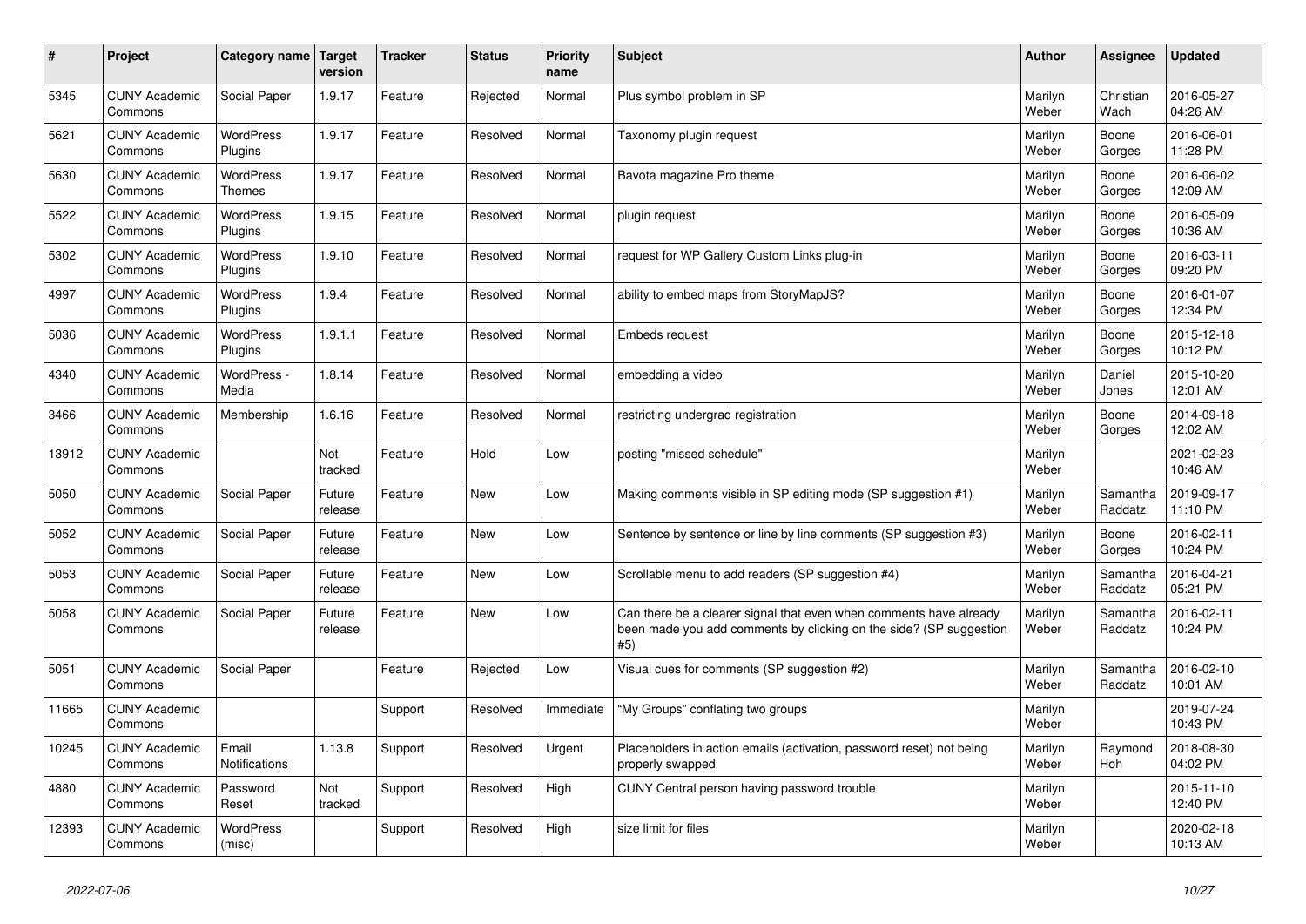| # | Project | Category name | Target version | Tracker | Status | Priority name | Subject | Author | Assignee | Updated |
|---|---|---|---|---|---|---|---|---|---|---|
| 5345 | CUNY Academic Commons | Social Paper | 1.9.17 | Feature | Rejected | Normal | Plus symbol problem in SP | Marilyn Weber | Christian Wach | 2016-05-27 04:26 AM |
| 5621 | CUNY Academic Commons | WordPress Plugins | 1.9.17 | Feature | Resolved | Normal | Taxonomy plugin request | Marilyn Weber | Boone Gorges | 2016-06-01 11:28 PM |
| 5630 | CUNY Academic Commons | WordPress Themes | 1.9.17 | Feature | Resolved | Normal | Bavota magazine Pro theme | Marilyn Weber | Boone Gorges | 2016-06-02 12:09 AM |
| 5522 | CUNY Academic Commons | WordPress Plugins | 1.9.15 | Feature | Resolved | Normal | plugin request | Marilyn Weber | Boone Gorges | 2016-05-09 10:36 AM |
| 5302 | CUNY Academic Commons | WordPress Plugins | 1.9.10 | Feature | Resolved | Normal | request for WP Gallery Custom Links plug-in | Marilyn Weber | Boone Gorges | 2016-03-11 09:20 PM |
| 4997 | CUNY Academic Commons | WordPress Plugins | 1.9.4 | Feature | Resolved | Normal | ability to embed maps from StoryMapJS? | Marilyn Weber | Boone Gorges | 2016-01-07 12:34 PM |
| 5036 | CUNY Academic Commons | WordPress Plugins | 1.9.1.1 | Feature | Resolved | Normal | Embeds request | Marilyn Weber | Boone Gorges | 2015-12-18 10:12 PM |
| 4340 | CUNY Academic Commons | WordPress - Media | 1.8.14 | Feature | Resolved | Normal | embedding a video | Marilyn Weber | Daniel Jones | 2015-10-20 12:01 AM |
| 3466 | CUNY Academic Commons | Membership | 1.6.16 | Feature | Resolved | Normal | restricting undergrad registration | Marilyn Weber | Boone Gorges | 2014-09-18 12:02 AM |
| 13912 | CUNY Academic Commons | | Not tracked | Feature | Hold | Low | posting "missed schedule" | Marilyn Weber | | 2021-02-23 10:46 AM |
| 5050 | CUNY Academic Commons | Social Paper | Future release | Feature | New | Low | Making comments visible in SP editing mode (SP suggestion #1) | Marilyn Weber | Samantha Raddatz | 2019-09-17 11:10 PM |
| 5052 | CUNY Academic Commons | Social Paper | Future release | Feature | New | Low | Sentence by sentence or line by line comments (SP suggestion #3) | Marilyn Weber | Boone Gorges | 2016-02-11 10:24 PM |
| 5053 | CUNY Academic Commons | Social Paper | Future release | Feature | New | Low | Scrollable menu to add readers (SP suggestion #4) | Marilyn Weber | Samantha Raddatz | 2016-04-21 05:21 PM |
| 5058 | CUNY Academic Commons | Social Paper | Future release | Feature | New | Low | Can there be a clearer signal that even when comments have already been made you add comments by clicking on the side? (SP suggestion #5) | Marilyn Weber | Samantha Raddatz | 2016-02-11 10:24 PM |
| 5051 | CUNY Academic Commons | Social Paper | | Feature | Rejected | Low | Visual cues for comments (SP suggestion #2) | Marilyn Weber | Samantha Raddatz | 2016-02-10 10:01 AM |
| 11665 | CUNY Academic Commons | | | Support | Resolved | Immediate | "My Groups" conflating two groups | Marilyn Weber | | 2019-07-24 10:43 PM |
| 10245 | CUNY Academic Commons | Email Notifications | 1.13.8 | Support | Resolved | Urgent | Placeholders in action emails (activation, password reset) not being properly swapped | Marilyn Weber | Raymond Hoh | 2018-08-30 04:02 PM |
| 4880 | CUNY Academic Commons | Password Reset | Not tracked | Support | Resolved | High | CUNY Central person having password trouble | Marilyn Weber | | 2015-11-10 12:40 PM |
| 12393 | CUNY Academic Commons | WordPress (misc) | | Support | Resolved | High | size limit for files | Marilyn Weber | | 2020-02-18 10:13 AM |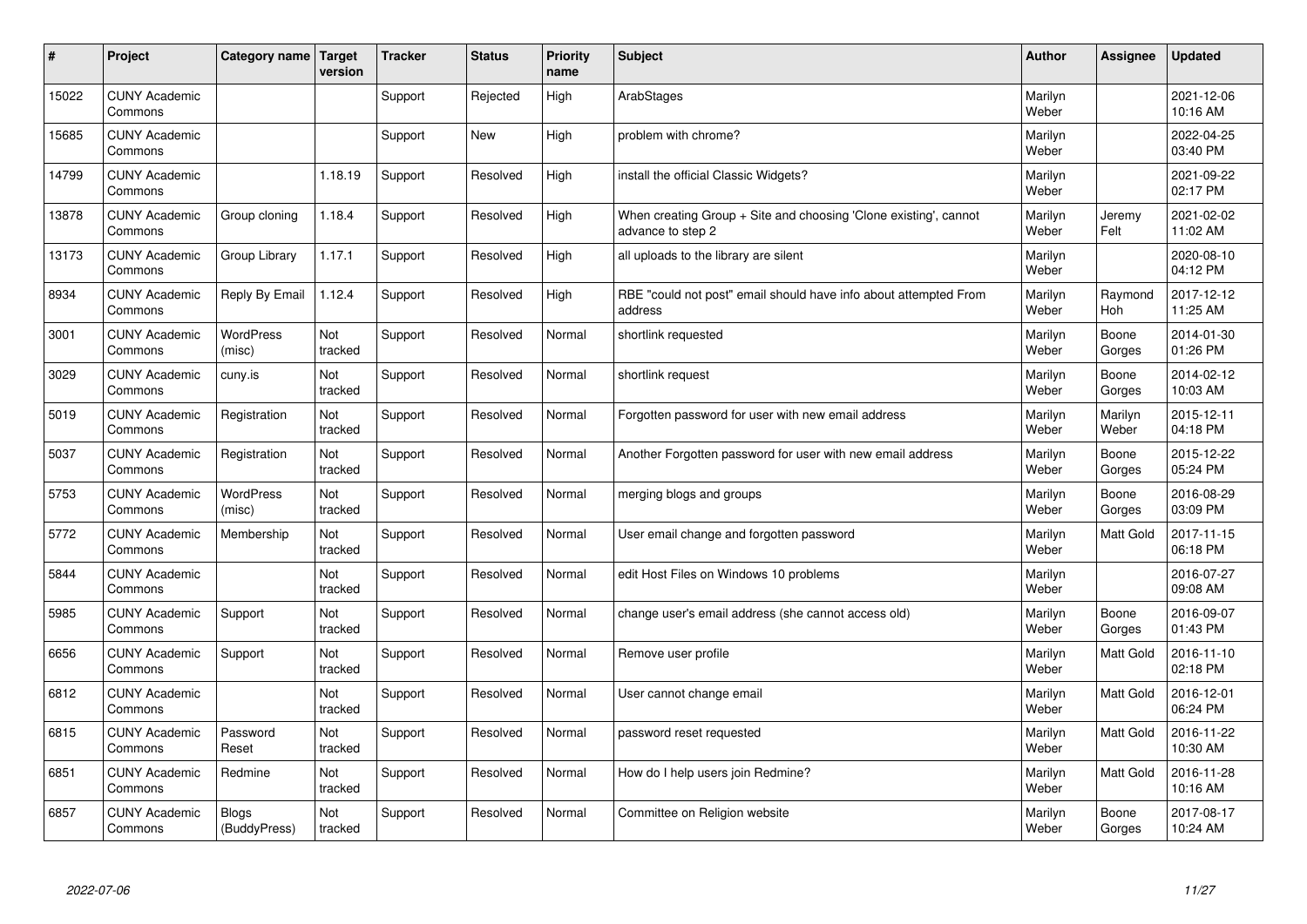| # | Project | Category name | Target version | Tracker | Status | Priority name | Subject | Author | Assignee | Updated |
|---|---|---|---|---|---|---|---|---|---|---|
| 15022 | CUNY Academic Commons | | | Support | Rejected | High | ArabStages | Marilyn Weber | | 2021-12-06 10:16 AM |
| 15685 | CUNY Academic Commons | | | Support | New | High | problem with chrome? | Marilyn Weber | | 2022-04-25 03:40 PM |
| 14799 | CUNY Academic Commons | | 1.18.19 | Support | Resolved | High | install the official Classic Widgets? | Marilyn Weber | | 2021-09-22 02:17 PM |
| 13878 | CUNY Academic Commons | Group cloning | 1.18.4 | Support | Resolved | High | When creating Group + Site and choosing 'Clone existing', cannot advance to step 2 | Marilyn Weber | Jeremy Felt | 2021-02-02 11:02 AM |
| 13173 | CUNY Academic Commons | Group Library | 1.17.1 | Support | Resolved | High | all uploads to the library are silent | Marilyn Weber | | 2020-08-10 04:12 PM |
| 8934 | CUNY Academic Commons | Reply By Email | 1.12.4 | Support | Resolved | High | RBE "could not post" email should have info about attempted From address | Marilyn Weber | Raymond Hoh | 2017-12-12 11:25 AM |
| 3001 | CUNY Academic Commons | WordPress (misc) | Not tracked | Support | Resolved | Normal | shortlink requested | Marilyn Weber | Boone Gorges | 2014-01-30 01:26 PM |
| 3029 | CUNY Academic Commons | cuny.is | Not tracked | Support | Resolved | Normal | shortlink request | Marilyn Weber | Boone Gorges | 2014-02-12 10:03 AM |
| 5019 | CUNY Academic Commons | Registration | Not tracked | Support | Resolved | Normal | Forgotten password for user with new email address | Marilyn Weber | Marilyn Weber | 2015-12-11 04:18 PM |
| 5037 | CUNY Academic Commons | Registration | Not tracked | Support | Resolved | Normal | Another Forgotten password for user with new email address | Marilyn Weber | Boone Gorges | 2015-12-22 05:24 PM |
| 5753 | CUNY Academic Commons | WordPress (misc) | Not tracked | Support | Resolved | Normal | merging blogs and groups | Marilyn Weber | Boone Gorges | 2016-08-29 03:09 PM |
| 5772 | CUNY Academic Commons | Membership | Not tracked | Support | Resolved | Normal | User email change and forgotten password | Marilyn Weber | Matt Gold | 2017-11-15 06:18 PM |
| 5844 | CUNY Academic Commons | | Not tracked | Support | Resolved | Normal | edit Host Files on Windows 10 problems | Marilyn Weber | | 2016-07-27 09:08 AM |
| 5985 | CUNY Academic Commons | Support | Not tracked | Support | Resolved | Normal | change user's email address (she cannot access old) | Marilyn Weber | Boone Gorges | 2016-09-07 01:43 PM |
| 6656 | CUNY Academic Commons | Support | Not tracked | Support | Resolved | Normal | Remove user profile | Marilyn Weber | Matt Gold | 2016-11-10 02:18 PM |
| 6812 | CUNY Academic Commons | | Not tracked | Support | Resolved | Normal | User cannot change email | Marilyn Weber | Matt Gold | 2016-12-01 06:24 PM |
| 6815 | CUNY Academic Commons | Password Reset | Not tracked | Support | Resolved | Normal | password reset requested | Marilyn Weber | Matt Gold | 2016-11-22 10:30 AM |
| 6851 | CUNY Academic Commons | Redmine | Not tracked | Support | Resolved | Normal | How do I help users join Redmine? | Marilyn Weber | Matt Gold | 2016-11-28 10:16 AM |
| 6857 | CUNY Academic Commons | Blogs (BuddyPress) | Not tracked | Support | Resolved | Normal | Committee on Religion website | Marilyn Weber | Boone Gorges | 2017-08-17 10:24 AM |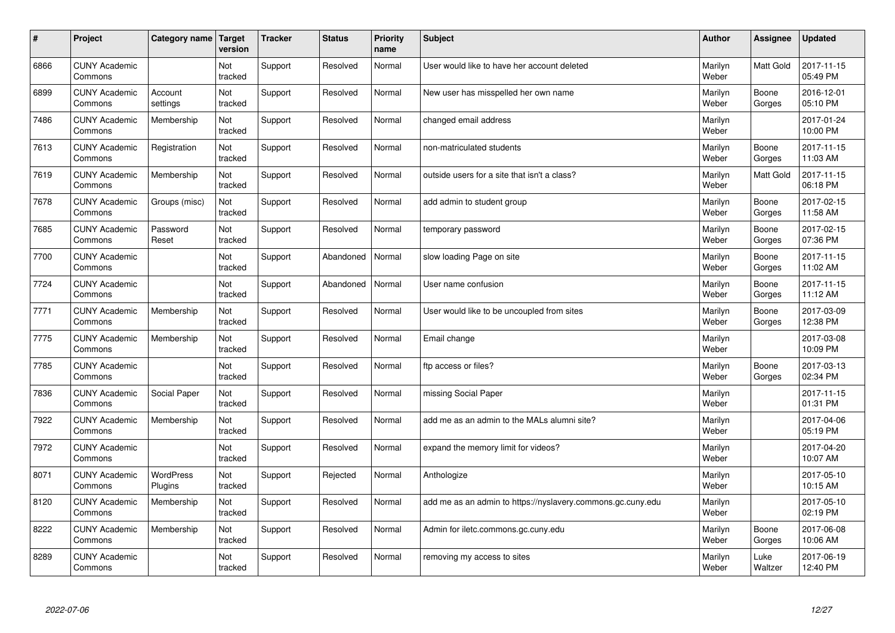| # | Project | Category name | Target version | Tracker | Status | Priority name | Subject | Author | Assignee | Updated |
|---|---|---|---|---|---|---|---|---|---|---|
| 6866 | CUNY Academic Commons | | Not tracked | Support | Resolved | Normal | User would like to have her account deleted | Marilyn Weber | Matt Gold | 2017-11-15 05:49 PM |
| 6899 | CUNY Academic Commons | Account settings | Not tracked | Support | Resolved | Normal | New user has misspelled her own name | Marilyn Weber | Boone Gorges | 2016-12-01 05:10 PM |
| 7486 | CUNY Academic Commons | Membership | Not tracked | Support | Resolved | Normal | changed email address | Marilyn Weber | | 2017-01-24 10:00 PM |
| 7613 | CUNY Academic Commons | Registration | Not tracked | Support | Resolved | Normal | non-matriculated students | Marilyn Weber | Boone Gorges | 2017-11-15 11:03 AM |
| 7619 | CUNY Academic Commons | Membership | Not tracked | Support | Resolved | Normal | outside users for a site that isn't a class? | Marilyn Weber | Matt Gold | 2017-11-15 06:18 PM |
| 7678 | CUNY Academic Commons | Groups (misc) | Not tracked | Support | Resolved | Normal | add admin to student group | Marilyn Weber | Boone Gorges | 2017-02-15 11:58 AM |
| 7685 | CUNY Academic Commons | Password Reset | Not tracked | Support | Resolved | Normal | temporary password | Marilyn Weber | Boone Gorges | 2017-02-15 07:36 PM |
| 7700 | CUNY Academic Commons | | Not tracked | Support | Abandoned | Normal | slow loading Page on site | Marilyn Weber | Boone Gorges | 2017-11-15 11:02 AM |
| 7724 | CUNY Academic Commons | | Not tracked | Support | Abandoned | Normal | User name confusion | Marilyn Weber | Boone Gorges | 2017-11-15 11:12 AM |
| 7771 | CUNY Academic Commons | Membership | Not tracked | Support | Resolved | Normal | User would like to be uncoupled from sites | Marilyn Weber | Boone Gorges | 2017-03-09 12:38 PM |
| 7775 | CUNY Academic Commons | Membership | Not tracked | Support | Resolved | Normal | Email change | Marilyn Weber | | 2017-03-08 10:09 PM |
| 7785 | CUNY Academic Commons | | Not tracked | Support | Resolved | Normal | ftp access or files? | Marilyn Weber | Boone Gorges | 2017-03-13 02:34 PM |
| 7836 | CUNY Academic Commons | Social Paper | Not tracked | Support | Resolved | Normal | missing Social Paper | Marilyn Weber | | 2017-11-15 01:31 PM |
| 7922 | CUNY Academic Commons | Membership | Not tracked | Support | Resolved | Normal | add me as an admin to the MALs alumni site? | Marilyn Weber | | 2017-04-06 05:19 PM |
| 7972 | CUNY Academic Commons | | Not tracked | Support | Resolved | Normal | expand the memory limit for videos? | Marilyn Weber | | 2017-04-20 10:07 AM |
| 8071 | CUNY Academic Commons | WordPress Plugins | Not tracked | Support | Rejected | Normal | Anthologize | Marilyn Weber | | 2017-05-10 10:15 AM |
| 8120 | CUNY Academic Commons | Membership | Not tracked | Support | Resolved | Normal | add me as an admin to https://nyslavery.commons.gc.cuny.edu | Marilyn Weber | | 2017-05-10 02:19 PM |
| 8222 | CUNY Academic Commons | Membership | Not tracked | Support | Resolved | Normal | Admin for iletc.commons.gc.cuny.edu | Marilyn Weber | Boone Gorges | 2017-06-08 10:06 AM |
| 8289 | CUNY Academic Commons | | Not tracked | Support | Resolved | Normal | removing my access to sites | Marilyn Weber | Luke Waltzer | 2017-06-19 12:40 PM |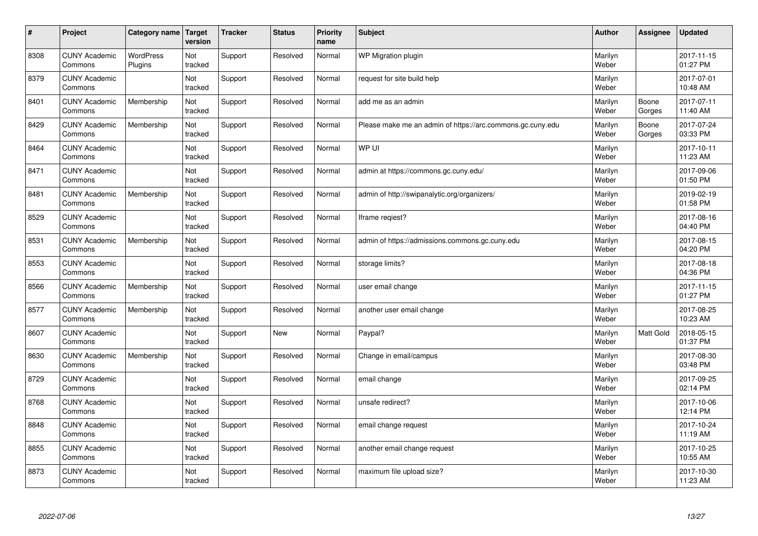| # | Project | Category name | Target version | Tracker | Status | Priority name | Subject | Author | Assignee | Updated |
|---|---|---|---|---|---|---|---|---|---|---|
| 8308 | CUNY Academic Commons | WordPress Plugins | Not tracked | Support | Resolved | Normal | WP Migration plugin | Marilyn Weber | | 2017-11-15 01:27 PM |
| 8379 | CUNY Academic Commons | | Not tracked | Support | Resolved | Normal | request for site build help | Marilyn Weber | | 2017-07-01 10:48 AM |
| 8401 | CUNY Academic Commons | Membership | Not tracked | Support | Resolved | Normal | add me as an admin | Marilyn Weber | Boone Gorges | 2017-07-11 11:40 AM |
| 8429 | CUNY Academic Commons | Membership | Not tracked | Support | Resolved | Normal | Please make me an admin of https://arc.commons.gc.cuny.edu | Marilyn Weber | Boone Gorges | 2017-07-24 03:33 PM |
| 8464 | CUNY Academic Commons | | Not tracked | Support | Resolved | Normal | WP UI | Marilyn Weber | | 2017-10-11 11:23 AM |
| 8471 | CUNY Academic Commons | | Not tracked | Support | Resolved | Normal | admin at https://commons.gc.cuny.edu/ | Marilyn Weber | | 2017-09-06 01:50 PM |
| 8481 | CUNY Academic Commons | Membership | Not tracked | Support | Resolved | Normal | admin of http://swipanalytic.org/organizers/ | Marilyn Weber | | 2019-02-19 01:58 PM |
| 8529 | CUNY Academic Commons | | Not tracked | Support | Resolved | Normal | Iframe reqiest? | Marilyn Weber | | 2017-08-16 04:40 PM |
| 8531 | CUNY Academic Commons | Membership | Not tracked | Support | Resolved | Normal | admin of https://admissions.commons.gc.cuny.edu | Marilyn Weber | | 2017-08-15 04:20 PM |
| 8553 | CUNY Academic Commons | | Not tracked | Support | Resolved | Normal | storage limits? | Marilyn Weber | | 2017-08-18 04:36 PM |
| 8566 | CUNY Academic Commons | Membership | Not tracked | Support | Resolved | Normal | user email change | Marilyn Weber | | 2017-11-15 01:27 PM |
| 8577 | CUNY Academic Commons | Membership | Not tracked | Support | Resolved | Normal | another user email change | Marilyn Weber | | 2017-08-25 10:23 AM |
| 8607 | CUNY Academic Commons | | Not tracked | Support | New | Normal | Paypal? | Marilyn Weber | Matt Gold | 2018-05-15 01:37 PM |
| 8630 | CUNY Academic Commons | Membership | Not tracked | Support | Resolved | Normal | Change in email/campus | Marilyn Weber | | 2017-08-30 03:48 PM |
| 8729 | CUNY Academic Commons | | Not tracked | Support | Resolved | Normal | email change | Marilyn Weber | | 2017-09-25 02:14 PM |
| 8768 | CUNY Academic Commons | | Not tracked | Support | Resolved | Normal | unsafe redirect? | Marilyn Weber | | 2017-10-06 12:14 PM |
| 8848 | CUNY Academic Commons | | Not tracked | Support | Resolved | Normal | email change request | Marilyn Weber | | 2017-10-24 11:19 AM |
| 8855 | CUNY Academic Commons | | Not tracked | Support | Resolved | Normal | another email change request | Marilyn Weber | | 2017-10-25 10:55 AM |
| 8873 | CUNY Academic Commons | | Not tracked | Support | Resolved | Normal | maximum file upload size? | Marilyn Weber | | 2017-10-30 11:23 AM |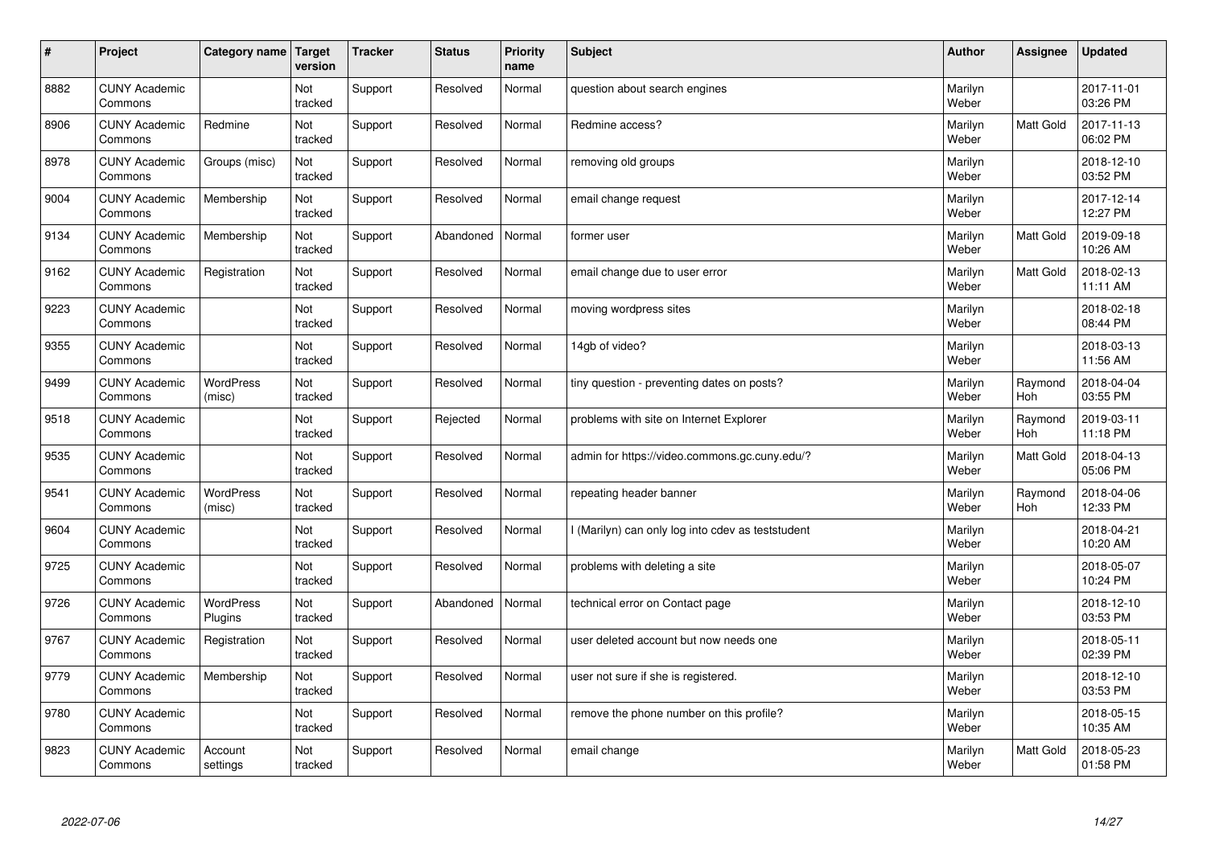| # | Project | Category name | Target version | Tracker | Status | Priority name | Subject | Author | Assignee | Updated |
|---|---|---|---|---|---|---|---|---|---|---|
| 8882 | CUNY Academic Commons | | Not tracked | Support | Resolved | Normal | question about search engines | Marilyn Weber | | 2017-11-01 03:26 PM |
| 8906 | CUNY Academic Commons | Redmine | Not tracked | Support | Resolved | Normal | Redmine access? | Marilyn Weber | Matt Gold | 2017-11-13 06:02 PM |
| 8978 | CUNY Academic Commons | Groups (misc) | Not tracked | Support | Resolved | Normal | removing old groups | Marilyn Weber | | 2018-12-10 03:52 PM |
| 9004 | CUNY Academic Commons | Membership | Not tracked | Support | Resolved | Normal | email change request | Marilyn Weber | | 2017-12-14 12:27 PM |
| 9134 | CUNY Academic Commons | Membership | Not tracked | Support | Abandoned | Normal | former user | Marilyn Weber | Matt Gold | 2019-09-18 10:26 AM |
| 9162 | CUNY Academic Commons | Registration | Not tracked | Support | Resolved | Normal | email change due to user error | Marilyn Weber | Matt Gold | 2018-02-13 11:11 AM |
| 9223 | CUNY Academic Commons | | Not tracked | Support | Resolved | Normal | moving wordpress sites | Marilyn Weber | | 2018-02-18 08:44 PM |
| 9355 | CUNY Academic Commons | | Not tracked | Support | Resolved | Normal | 14gb of video? | Marilyn Weber | | 2018-03-13 11:56 AM |
| 9499 | CUNY Academic Commons | WordPress (misc) | Not tracked | Support | Resolved | Normal | tiny question - preventing dates on posts? | Marilyn Weber | Raymond Hoh | 2018-04-04 03:55 PM |
| 9518 | CUNY Academic Commons | | Not tracked | Support | Rejected | Normal | problems with site on Internet Explorer | Marilyn Weber | Raymond Hoh | 2019-03-11 11:18 PM |
| 9535 | CUNY Academic Commons | | Not tracked | Support | Resolved | Normal | admin for https://video.commons.gc.cuny.edu/? | Marilyn Weber | Matt Gold | 2018-04-13 05:06 PM |
| 9541 | CUNY Academic Commons | WordPress (misc) | Not tracked | Support | Resolved | Normal | repeating header banner | Marilyn Weber | Raymond Hoh | 2018-04-06 12:33 PM |
| 9604 | CUNY Academic Commons | | Not tracked | Support | Resolved | Normal | I (Marilyn) can only log into cdev as teststudent | Marilyn Weber | | 2018-04-21 10:20 AM |
| 9725 | CUNY Academic Commons | | Not tracked | Support | Resolved | Normal | problems with deleting a site | Marilyn Weber | | 2018-05-07 10:24 PM |
| 9726 | CUNY Academic Commons | WordPress Plugins | Not tracked | Support | Abandoned | Normal | technical error on Contact page | Marilyn Weber | | 2018-12-10 03:53 PM |
| 9767 | CUNY Academic Commons | Registration | Not tracked | Support | Resolved | Normal | user deleted account but now needs one | Marilyn Weber | | 2018-05-11 02:39 PM |
| 9779 | CUNY Academic Commons | Membership | Not tracked | Support | Resolved | Normal | user not sure if she is registered. | Marilyn Weber | | 2018-12-10 03:53 PM |
| 9780 | CUNY Academic Commons | | Not tracked | Support | Resolved | Normal | remove the phone number on this profile? | Marilyn Weber | | 2018-05-15 10:35 AM |
| 9823 | CUNY Academic Commons | Account settings | Not tracked | Support | Resolved | Normal | email change | Marilyn Weber | Matt Gold | 2018-05-23 01:58 PM |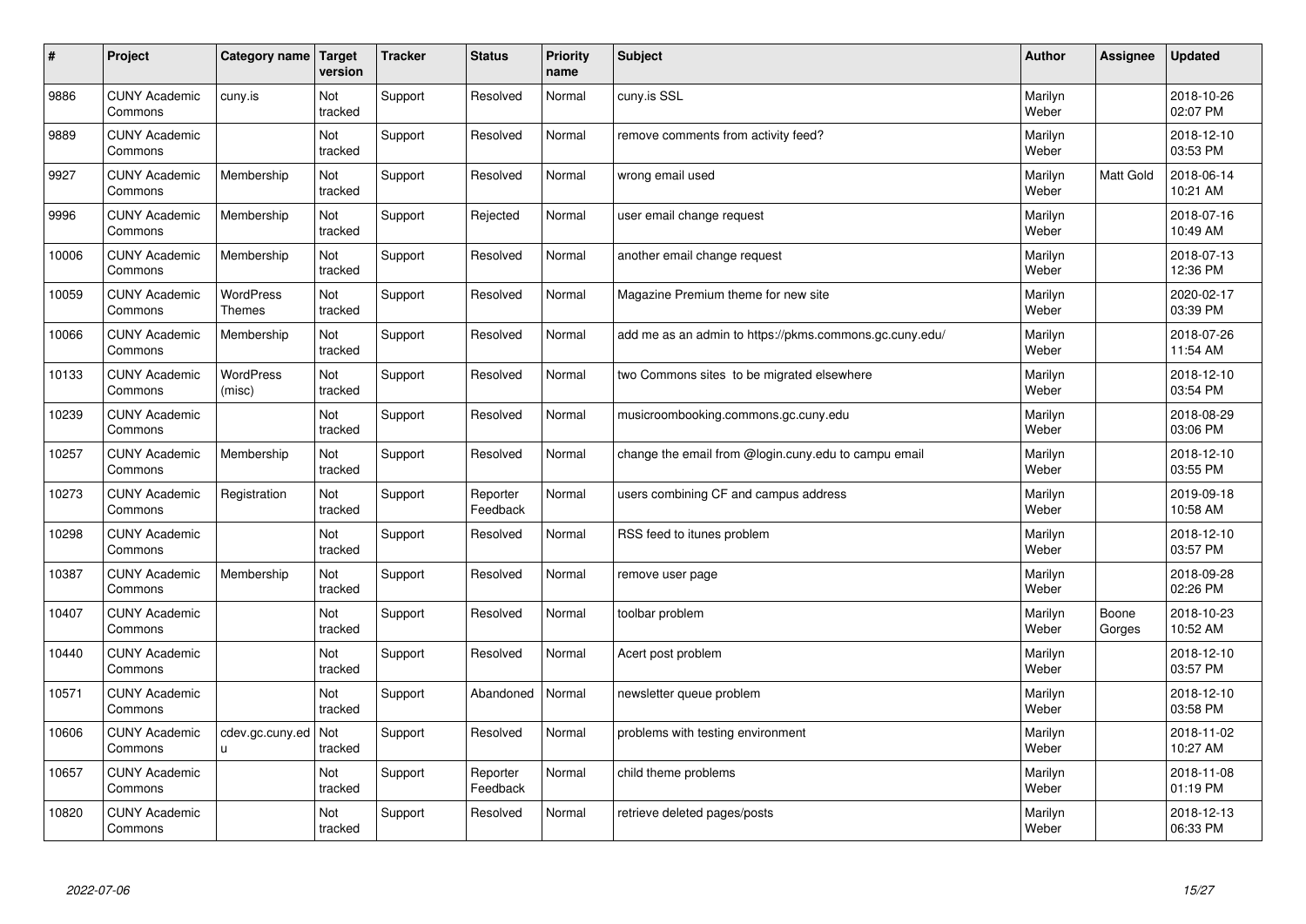| # | Project | Category name | Target version | Tracker | Status | Priority name | Subject | Author | Assignee | Updated |
|---|---|---|---|---|---|---|---|---|---|---|
| 9886 | CUNY Academic Commons | cuny.is | Not tracked | Support | Resolved | Normal | cuny.is SSL | Marilyn Weber | | 2018-10-26 02:07 PM |
| 9889 | CUNY Academic Commons | | Not tracked | Support | Resolved | Normal | remove comments from activity feed? | Marilyn Weber | | 2018-12-10 03:53 PM |
| 9927 | CUNY Academic Commons | Membership | Not tracked | Support | Resolved | Normal | wrong email used | Marilyn Weber | Matt Gold | 2018-06-14 10:21 AM |
| 9996 | CUNY Academic Commons | Membership | Not tracked | Support | Rejected | Normal | user email change request | Marilyn Weber | | 2018-07-16 10:49 AM |
| 10006 | CUNY Academic Commons | Membership | Not tracked | Support | Resolved | Normal | another email change request | Marilyn Weber | | 2018-07-13 12:36 PM |
| 10059 | CUNY Academic Commons | WordPress Themes | Not tracked | Support | Resolved | Normal | Magazine Premium theme for new site | Marilyn Weber | | 2020-02-17 03:39 PM |
| 10066 | CUNY Academic Commons | Membership | Not tracked | Support | Resolved | Normal | add me as an admin to https://pkms.commons.gc.cuny.edu/ | Marilyn Weber | | 2018-07-26 11:54 AM |
| 10133 | CUNY Academic Commons | WordPress (misc) | Not tracked | Support | Resolved | Normal | two Commons sites to be migrated elsewhere | Marilyn Weber | | 2018-12-10 03:54 PM |
| 10239 | CUNY Academic Commons | | Not tracked | Support | Resolved | Normal | musicroombooking.commons.gc.cuny.edu | Marilyn Weber | | 2018-08-29 03:06 PM |
| 10257 | CUNY Academic Commons | Membership | Not tracked | Support | Resolved | Normal | change the email from @login.cuny.edu to campu email | Marilyn Weber | | 2018-12-10 03:55 PM |
| 10273 | CUNY Academic Commons | Registration | Not tracked | Support | Reporter Feedback | Normal | users combining CF and campus address | Marilyn Weber | | 2019-09-18 10:58 AM |
| 10298 | CUNY Academic Commons | | Not tracked | Support | Resolved | Normal | RSS feed to itunes problem | Marilyn Weber | | 2018-12-10 03:57 PM |
| 10387 | CUNY Academic Commons | Membership | Not tracked | Support | Resolved | Normal | remove user page | Marilyn Weber | | 2018-09-28 02:26 PM |
| 10407 | CUNY Academic Commons | | Not tracked | Support | Resolved | Normal | toolbar problem | Marilyn Weber | Boone Gorges | 2018-10-23 10:52 AM |
| 10440 | CUNY Academic Commons | | Not tracked | Support | Resolved | Normal | Acert post problem | Marilyn Weber | | 2018-12-10 03:57 PM |
| 10571 | CUNY Academic Commons | | Not tracked | Support | Abandoned | Normal | newsletter queue problem | Marilyn Weber | | 2018-12-10 03:58 PM |
| 10606 | CUNY Academic Commons | cdev.gc.cuny.edu | Not tracked | Support | Resolved | Normal | problems with testing environment | Marilyn Weber | | 2018-11-02 10:27 AM |
| 10657 | CUNY Academic Commons | | Not tracked | Support | Reporter Feedback | Normal | child theme problems | Marilyn Weber | | 2018-11-08 01:19 PM |
| 10820 | CUNY Academic Commons | | Not tracked | Support | Resolved | Normal | retrieve deleted pages/posts | Marilyn Weber | | 2018-12-13 06:33 PM |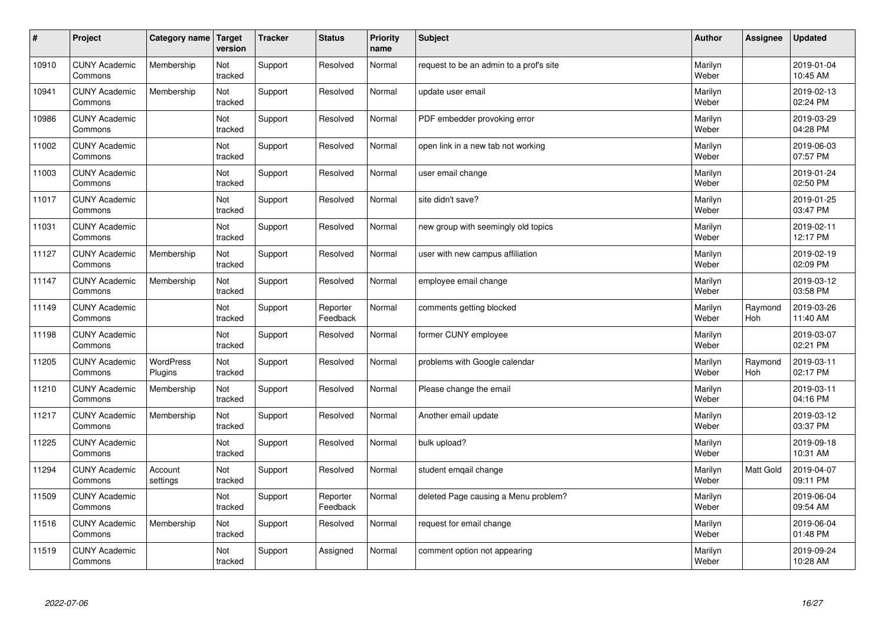| # | Project | Category name | Target version | Tracker | Status | Priority name | Subject | Author | Assignee | Updated |
|---|---|---|---|---|---|---|---|---|---|---|
| 10910 | CUNY Academic Commons | Membership | Not tracked | Support | Resolved | Normal | request to be an admin to a prof's site | Marilyn Weber | | 2019-01-04 10:45 AM |
| 10941 | CUNY Academic Commons | Membership | Not tracked | Support | Resolved | Normal | update user email | Marilyn Weber | | 2019-02-13 02:24 PM |
| 10986 | CUNY Academic Commons | | Not tracked | Support | Resolved | Normal | PDF embedder provoking error | Marilyn Weber | | 2019-03-29 04:28 PM |
| 11002 | CUNY Academic Commons | | Not tracked | Support | Resolved | Normal | open link in a new tab not working | Marilyn Weber | | 2019-06-03 07:57 PM |
| 11003 | CUNY Academic Commons | | Not tracked | Support | Resolved | Normal | user email change | Marilyn Weber | | 2019-01-24 02:50 PM |
| 11017 | CUNY Academic Commons | | Not tracked | Support | Resolved | Normal | site didn't save? | Marilyn Weber | | 2019-01-25 03:47 PM |
| 11031 | CUNY Academic Commons | | Not tracked | Support | Resolved | Normal | new group with seemingly old topics | Marilyn Weber | | 2019-02-11 12:17 PM |
| 11127 | CUNY Academic Commons | Membership | Not tracked | Support | Resolved | Normal | user with new campus affiliation | Marilyn Weber | | 2019-02-19 02:09 PM |
| 11147 | CUNY Academic Commons | Membership | Not tracked | Support | Resolved | Normal | employee email change | Marilyn Weber | | 2019-03-12 03:58 PM |
| 11149 | CUNY Academic Commons | | Not tracked | Support | Reporter Feedback | Normal | comments getting blocked | Marilyn Weber | Raymond Hoh | 2019-03-26 11:40 AM |
| 11198 | CUNY Academic Commons | | Not tracked | Support | Resolved | Normal | former CUNY employee | Marilyn Weber | | 2019-03-07 02:21 PM |
| 11205 | CUNY Academic Commons | WordPress Plugins | Not tracked | Support | Resolved | Normal | problems with Google calendar | Marilyn Weber | Raymond Hoh | 2019-03-11 02:17 PM |
| 11210 | CUNY Academic Commons | Membership | Not tracked | Support | Resolved | Normal | Please change the email | Marilyn Weber | | 2019-03-11 04:16 PM |
| 11217 | CUNY Academic Commons | Membership | Not tracked | Support | Resolved | Normal | Another email update | Marilyn Weber | | 2019-03-12 03:37 PM |
| 11225 | CUNY Academic Commons | | Not tracked | Support | Resolved | Normal | bulk upload? | Marilyn Weber | | 2019-09-18 10:31 AM |
| 11294 | CUNY Academic Commons | Account settings | Not tracked | Support | Resolved | Normal | student emqail change | Marilyn Weber | Matt Gold | 2019-04-07 09:11 PM |
| 11509 | CUNY Academic Commons | | Not tracked | Support | Reporter Feedback | Normal | deleted Page causing a Menu problem? | Marilyn Weber | | 2019-06-04 09:54 AM |
| 11516 | CUNY Academic Commons | Membership | Not tracked | Support | Resolved | Normal | request for email change | Marilyn Weber | | 2019-06-04 01:48 PM |
| 11519 | CUNY Academic Commons | | Not tracked | Support | Assigned | Normal | comment option not appearing | Marilyn Weber | | 2019-09-24 10:28 AM |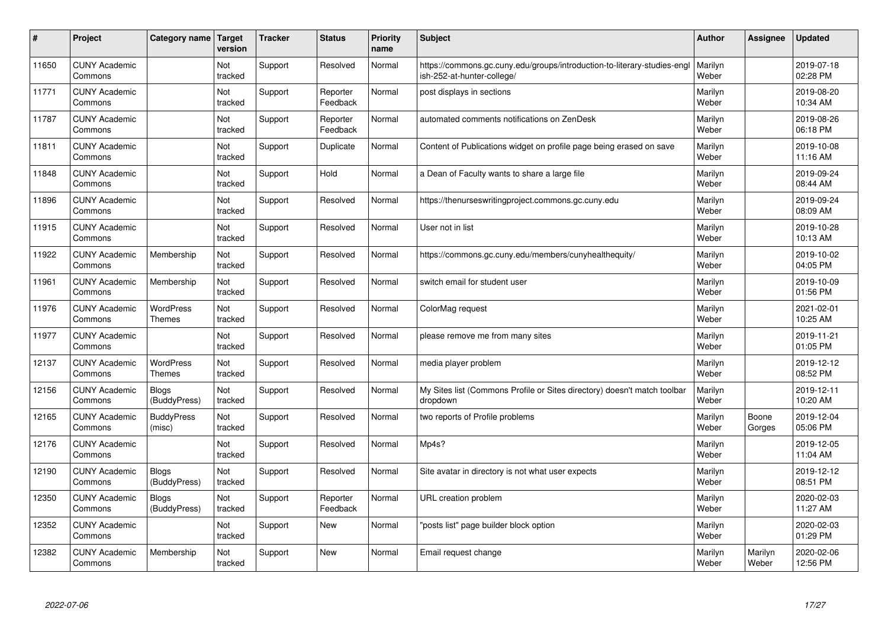| # | Project | Category name | Target version | Tracker | Status | Priority name | Subject | Author | Assignee | Updated |
|---|---|---|---|---|---|---|---|---|---|---|
| 11650 | CUNY Academic Commons | | Not tracked | Support | Resolved | Normal | https://commons.gc.cuny.edu/groups/introduction-to-literary-studies-english-252-at-hunter-college/ | Marilyn Weber | | 2019-07-18 02:28 PM |
| 11771 | CUNY Academic Commons | | Not tracked | Support | Reporter Feedback | Normal | post displays in sections | Marilyn Weber | | 2019-08-20 10:34 AM |
| 11787 | CUNY Academic Commons | | Not tracked | Support | Reporter Feedback | Normal | automated comments notifications on ZenDesk | Marilyn Weber | | 2019-08-26 06:18 PM |
| 11811 | CUNY Academic Commons | | Not tracked | Support | Duplicate | Normal | Content of Publications widget on profile page being erased on save | Marilyn Weber | | 2019-10-08 11:16 AM |
| 11848 | CUNY Academic Commons | | Not tracked | Support | Hold | Normal | a Dean of Faculty wants to share a large file | Marilyn Weber | | 2019-09-24 08:44 AM |
| 11896 | CUNY Academic Commons | | Not tracked | Support | Resolved | Normal | https://thenurseswritingproject.commons.gc.cuny.edu | Marilyn Weber | | 2019-09-24 08:09 AM |
| 11915 | CUNY Academic Commons | | Not tracked | Support | Resolved | Normal | User not in list | Marilyn Weber | | 2019-10-28 10:13 AM |
| 11922 | CUNY Academic Commons | Membership | Not tracked | Support | Resolved | Normal | https://commons.gc.cuny.edu/members/cunyhealthequity/ | Marilyn Weber | | 2019-10-02 04:05 PM |
| 11961 | CUNY Academic Commons | Membership | Not tracked | Support | Resolved | Normal | switch email for student user | Marilyn Weber | | 2019-10-09 01:56 PM |
| 11976 | CUNY Academic Commons | WordPress Themes | Not tracked | Support | Resolved | Normal | ColorMag request | Marilyn Weber | | 2021-02-01 10:25 AM |
| 11977 | CUNY Academic Commons | | Not tracked | Support | Resolved | Normal | please remove me from many sites | Marilyn Weber | | 2019-11-21 01:05 PM |
| 12137 | CUNY Academic Commons | WordPress Themes | Not tracked | Support | Resolved | Normal | media player problem | Marilyn Weber | | 2019-12-12 08:52 PM |
| 12156 | CUNY Academic Commons | Blogs (BuddyPress) | Not tracked | Support | Resolved | Normal | My Sites list (Commons Profile or Sites directory) doesn't match toolbar dropdown | Marilyn Weber | | 2019-12-11 10:20 AM |
| 12165 | CUNY Academic Commons | BuddyPress (misc) | Not tracked | Support | Resolved | Normal | two reports of Profile problems | Marilyn Weber | Boone Gorges | 2019-12-04 05:06 PM |
| 12176 | CUNY Academic Commons | | Not tracked | Support | Resolved | Normal | Mp4s? | Marilyn Weber | | 2019-12-05 11:04 AM |
| 12190 | CUNY Academic Commons | Blogs (BuddyPress) | Not tracked | Support | Resolved | Normal | Site avatar in directory is not what user expects | Marilyn Weber | | 2019-12-12 08:51 PM |
| 12350 | CUNY Academic Commons | Blogs (BuddyPress) | Not tracked | Support | Reporter Feedback | Normal | URL creation problem | Marilyn Weber | | 2020-02-03 11:27 AM |
| 12352 | CUNY Academic Commons | | Not tracked | Support | New | Normal | "posts list" page builder block option | Marilyn Weber | | 2020-02-03 01:29 PM |
| 12382 | CUNY Academic Commons | Membership | Not tracked | Support | New | Normal | Email request change | Marilyn Weber | Marilyn Weber | 2020-02-06 12:56 PM |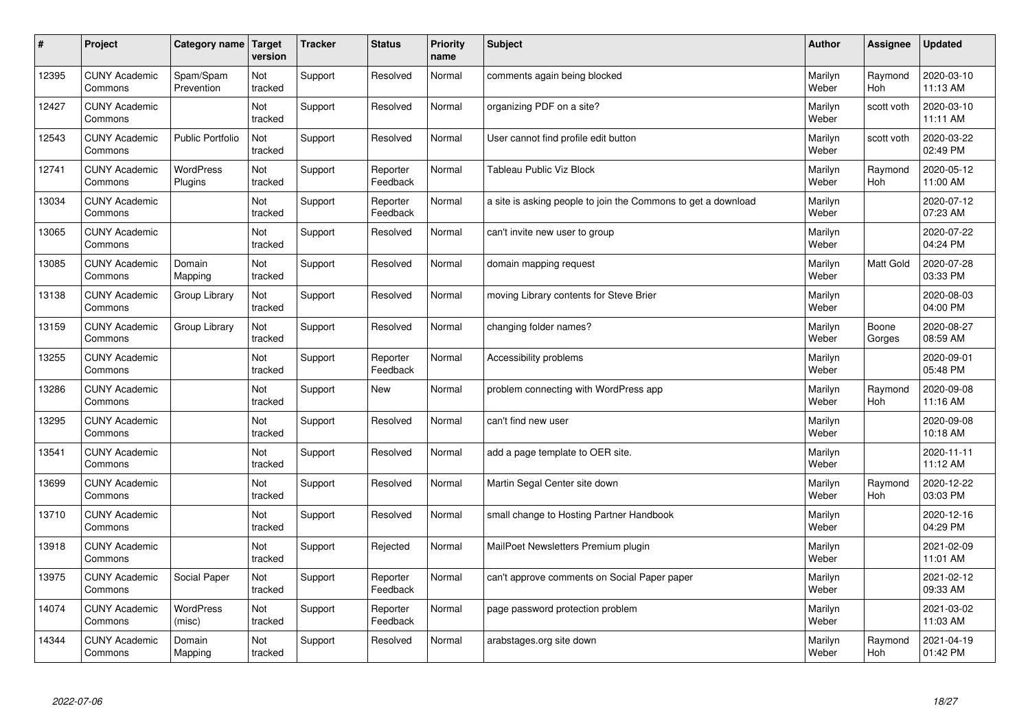| # | Project | Category name | Target version | Tracker | Status | Priority name | Subject | Author | Assignee | Updated |
|---|---|---|---|---|---|---|---|---|---|---|
| 12395 | CUNY Academic Commons | Spam/Spam Prevention | Not tracked | Support | Resolved | Normal | comments again being blocked | Marilyn Weber | Raymond Hoh | 2020-03-10 11:13 AM |
| 12427 | CUNY Academic Commons | | Not tracked | Support | Resolved | Normal | organizing PDF on a site? | Marilyn Weber | scott voth | 2020-03-10 11:11 AM |
| 12543 | CUNY Academic Commons | Public Portfolio | Not tracked | Support | Resolved | Normal | User cannot find profile edit button | Marilyn Weber | scott voth | 2020-03-22 02:49 PM |
| 12741 | CUNY Academic Commons | WordPress Plugins | Not tracked | Support | Reporter Feedback | Normal | Tableau Public Viz Block | Marilyn Weber | Raymond Hoh | 2020-05-12 11:00 AM |
| 13034 | CUNY Academic Commons | | Not tracked | Support | Reporter Feedback | Normal | a site is asking people to join the Commons to get a download | Marilyn Weber | | 2020-07-12 07:23 AM |
| 13065 | CUNY Academic Commons | | Not tracked | Support | Resolved | Normal | can't invite new user to group | Marilyn Weber | | 2020-07-22 04:24 PM |
| 13085 | CUNY Academic Commons | Domain Mapping | Not tracked | Support | Resolved | Normal | domain mapping request | Marilyn Weber | Matt Gold | 2020-07-28 03:33 PM |
| 13138 | CUNY Academic Commons | Group Library | Not tracked | Support | Resolved | Normal | moving Library contents for Steve Brier | Marilyn Weber | | 2020-08-03 04:00 PM |
| 13159 | CUNY Academic Commons | Group Library | Not tracked | Support | Resolved | Normal | changing folder names? | Marilyn Weber | Boone Gorges | 2020-08-27 08:59 AM |
| 13255 | CUNY Academic Commons | | Not tracked | Support | Reporter Feedback | Normal | Accessibility problems | Marilyn Weber | | 2020-09-01 05:48 PM |
| 13286 | CUNY Academic Commons | | Not tracked | Support | New | Normal | problem connecting with WordPress app | Marilyn Weber | Raymond Hoh | 2020-09-08 11:16 AM |
| 13295 | CUNY Academic Commons | | Not tracked | Support | Resolved | Normal | can't find new user | Marilyn Weber | | 2020-09-08 10:18 AM |
| 13541 | CUNY Academic Commons | | Not tracked | Support | Resolved | Normal | add a page template to OER site. | Marilyn Weber | | 2020-11-11 11:12 AM |
| 13699 | CUNY Academic Commons | | Not tracked | Support | Resolved | Normal | Martin Segal Center site down | Marilyn Weber | Raymond Hoh | 2020-12-22 03:03 PM |
| 13710 | CUNY Academic Commons | | Not tracked | Support | Resolved | Normal | small change to Hosting Partner Handbook | Marilyn Weber | | 2020-12-16 04:29 PM |
| 13918 | CUNY Academic Commons | | Not tracked | Support | Rejected | Normal | MailPoet Newsletters Premium plugin | Marilyn Weber | | 2021-02-09 11:01 AM |
| 13975 | CUNY Academic Commons | Social Paper | Not tracked | Support | Reporter Feedback | Normal | can't approve comments on Social Paper paper | Marilyn Weber | | 2021-02-12 09:33 AM |
| 14074 | CUNY Academic Commons | WordPress (misc) | Not tracked | Support | Reporter Feedback | Normal | page password protection problem | Marilyn Weber | | 2021-03-02 11:03 AM |
| 14344 | CUNY Academic Commons | Domain Mapping | Not tracked | Support | Resolved | Normal | arabstages.org site down | Marilyn Weber | Raymond Hoh | 2021-04-19 01:42 PM |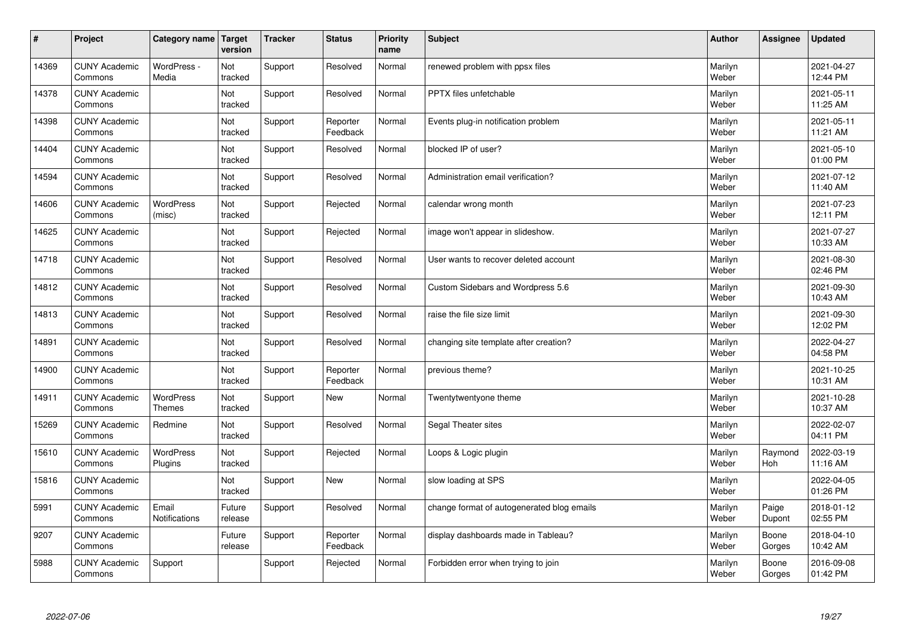| # | Project | Category name | Target version | Tracker | Status | Priority name | Subject | Author | Assignee | Updated |
|---|---|---|---|---|---|---|---|---|---|---|
| 14369 | CUNY Academic Commons | WordPress - Media | Not tracked | Support | Resolved | Normal | renewed problem with ppsx files | Marilyn Weber | | 2021-04-27 12:44 PM |
| 14378 | CUNY Academic Commons | | Not tracked | Support | Resolved | Normal | PPTX files unfetchable | Marilyn Weber | | 2021-05-11 11:25 AM |
| 14398 | CUNY Academic Commons | | Not tracked | Support | Reporter Feedback | Normal | Events plug-in notification problem | Marilyn Weber | | 2021-05-11 11:21 AM |
| 14404 | CUNY Academic Commons | | Not tracked | Support | Resolved | Normal | blocked IP of user? | Marilyn Weber | | 2021-05-10 01:00 PM |
| 14594 | CUNY Academic Commons | | Not tracked | Support | Resolved | Normal | Administration email verification? | Marilyn Weber | | 2021-07-12 11:40 AM |
| 14606 | CUNY Academic Commons | WordPress (misc) | Not tracked | Support | Rejected | Normal | calendar wrong month | Marilyn Weber | | 2021-07-23 12:11 PM |
| 14625 | CUNY Academic Commons | | Not tracked | Support | Rejected | Normal | image won't appear in slideshow. | Marilyn Weber | | 2021-07-27 10:33 AM |
| 14718 | CUNY Academic Commons | | Not tracked | Support | Resolved | Normal | User wants to recover deleted account | Marilyn Weber | | 2021-08-30 02:46 PM |
| 14812 | CUNY Academic Commons | | Not tracked | Support | Resolved | Normal | Custom Sidebars and Wordpress 5.6 | Marilyn Weber | | 2021-09-30 10:43 AM |
| 14813 | CUNY Academic Commons | | Not tracked | Support | Resolved | Normal | raise the file size limit | Marilyn Weber | | 2021-09-30 12:02 PM |
| 14891 | CUNY Academic Commons | | Not tracked | Support | Resolved | Normal | changing site template after creation? | Marilyn Weber | | 2022-04-27 04:58 PM |
| 14900 | CUNY Academic Commons | | Not tracked | Support | Reporter Feedback | Normal | previous theme? | Marilyn Weber | | 2021-10-25 10:31 AM |
| 14911 | CUNY Academic Commons | WordPress Themes | Not tracked | Support | New | Normal | Twentytwentyone theme | Marilyn Weber | | 2021-10-28 10:37 AM |
| 15269 | CUNY Academic Commons | Redmine | Not tracked | Support | Resolved | Normal | Segal Theater sites | Marilyn Weber | | 2022-02-07 04:11 PM |
| 15610 | CUNY Academic Commons | WordPress Plugins | Not tracked | Support | Rejected | Normal | Loops & Logic plugin | Marilyn Weber | Raymond Hoh | 2022-03-19 11:16 AM |
| 15816 | CUNY Academic Commons | | Not tracked | Support | New | Normal | slow loading at SPS | Marilyn Weber | | 2022-04-05 01:26 PM |
| 5991 | CUNY Academic Commons | Email Notifications | Future release | Support | Resolved | Normal | change format of autogenerated blog emails | Marilyn Weber | Paige Dupont | 2018-01-12 02:55 PM |
| 9207 | CUNY Academic Commons | | Future release | Support | Reporter Feedback | Normal | display dashboards made in Tableau? | Marilyn Weber | Boone Gorges | 2018-04-10 10:42 AM |
| 5988 | CUNY Academic Commons | Support | | Support | Rejected | Normal | Forbidden error when trying to join | Marilyn Weber | Boone Gorges | 2016-09-08 01:42 PM |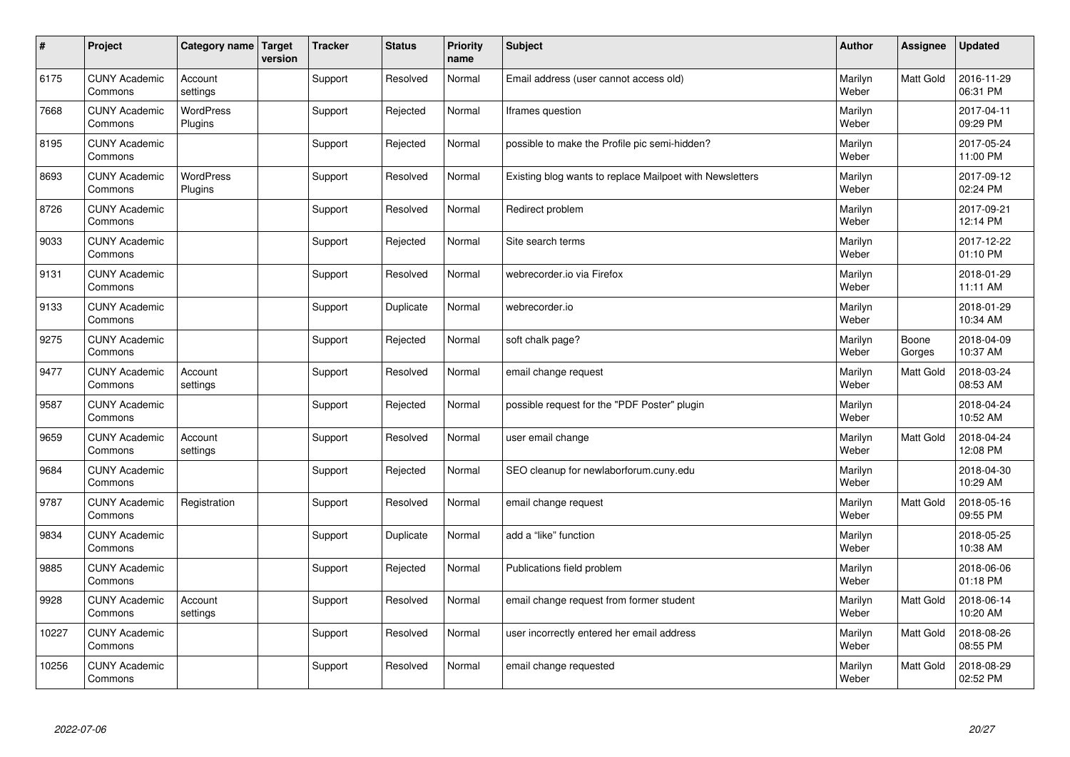| # | Project | Category name | Target version | Tracker | Status | Priority name | Subject | Author | Assignee | Updated |
|---|---|---|---|---|---|---|---|---|---|---|
| 6175 | CUNY Academic Commons | Account settings | | Support | Resolved | Normal | Email address (user cannot access old) | Marilyn Weber | Matt Gold | 2016-11-29 06:31 PM |
| 7668 | CUNY Academic Commons | WordPress Plugins | | Support | Rejected | Normal | Iframes question | Marilyn Weber | | 2017-04-11 09:29 PM |
| 8195 | CUNY Academic Commons | | | Support | Rejected | Normal | possible to make the Profile pic semi-hidden? | Marilyn Weber | | 2017-05-24 11:00 PM |
| 8693 | CUNY Academic Commons | WordPress Plugins | | Support | Resolved | Normal | Existing blog wants to replace Mailpoet with Newsletters | Marilyn Weber | | 2017-09-12 02:24 PM |
| 8726 | CUNY Academic Commons | | | Support | Resolved | Normal | Redirect problem | Marilyn Weber | | 2017-09-21 12:14 PM |
| 9033 | CUNY Academic Commons | | | Support | Rejected | Normal | Site search terms | Marilyn Weber | | 2017-12-22 01:10 PM |
| 9131 | CUNY Academic Commons | | | Support | Resolved | Normal | webrecorder.io via Firefox | Marilyn Weber | | 2018-01-29 11:11 AM |
| 9133 | CUNY Academic Commons | | | Support | Duplicate | Normal | webrecorder.io | Marilyn Weber | | 2018-01-29 10:34 AM |
| 9275 | CUNY Academic Commons | | | Support | Rejected | Normal | soft chalk page? | Marilyn Weber | Boone Gorges | 2018-04-09 10:37 AM |
| 9477 | CUNY Academic Commons | Account settings | | Support | Resolved | Normal | email change request | Marilyn Weber | Matt Gold | 2018-03-24 08:53 AM |
| 9587 | CUNY Academic Commons | | | Support | Rejected | Normal | possible request for the "PDF Poster" plugin | Marilyn Weber | | 2018-04-24 10:52 AM |
| 9659 | CUNY Academic Commons | Account settings | | Support | Resolved | Normal | user email change | Marilyn Weber | Matt Gold | 2018-04-24 12:08 PM |
| 9684 | CUNY Academic Commons | | | Support | Rejected | Normal | SEO cleanup for newlaborforum.cuny.edu | Marilyn Weber | | 2018-04-30 10:29 AM |
| 9787 | CUNY Academic Commons | Registration | | Support | Resolved | Normal | email change request | Marilyn Weber | Matt Gold | 2018-05-16 09:55 PM |
| 9834 | CUNY Academic Commons | | | Support | Duplicate | Normal | add a "like" function | Marilyn Weber | | 2018-05-25 10:38 AM |
| 9885 | CUNY Academic Commons | | | Support | Rejected | Normal | Publications field problem | Marilyn Weber | | 2018-06-06 01:18 PM |
| 9928 | CUNY Academic Commons | Account settings | | Support | Resolved | Normal | email change request from former student | Marilyn Weber | Matt Gold | 2018-06-14 10:20 AM |
| 10227 | CUNY Academic Commons | | | Support | Resolved | Normal | user incorrectly entered her email address | Marilyn Weber | Matt Gold | 2018-08-26 08:55 PM |
| 10256 | CUNY Academic Commons | | | Support | Resolved | Normal | email change requested | Marilyn Weber | Matt Gold | 2018-08-29 02:52 PM |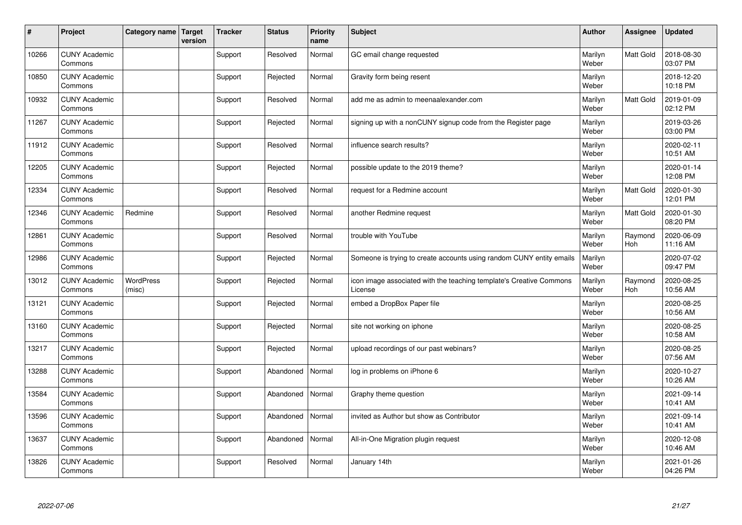| # | Project | Category name | Target version | Tracker | Status | Priority name | Subject | Author | Assignee | Updated |
|---|---|---|---|---|---|---|---|---|---|---|
| 10266 | CUNY Academic Commons | | | Support | Resolved | Normal | GC email change requested | Marilyn Weber | Matt Gold | 2018-08-30 03:07 PM |
| 10850 | CUNY Academic Commons | | | Support | Rejected | Normal | Gravity form being resent | Marilyn Weber | | 2018-12-20 10:18 PM |
| 10932 | CUNY Academic Commons | | | Support | Resolved | Normal | add me as admin to meenaalexander.com | Marilyn Weber | Matt Gold | 2019-01-09 02:12 PM |
| 11267 | CUNY Academic Commons | | | Support | Rejected | Normal | signing up with a nonCUNY signup code from the Register page | Marilyn Weber | | 2019-03-26 03:00 PM |
| 11912 | CUNY Academic Commons | | | Support | Resolved | Normal | influence search results? | Marilyn Weber | | 2020-02-11 10:51 AM |
| 12205 | CUNY Academic Commons | | | Support | Rejected | Normal | possible update to the 2019 theme? | Marilyn Weber | | 2020-01-14 12:08 PM |
| 12334 | CUNY Academic Commons | | | Support | Resolved | Normal | request for a Redmine account | Marilyn Weber | Matt Gold | 2020-01-30 12:01 PM |
| 12346 | CUNY Academic Commons | Redmine | | Support | Resolved | Normal | another Redmine request | Marilyn Weber | Matt Gold | 2020-01-30 08:20 PM |
| 12861 | CUNY Academic Commons | | | Support | Resolved | Normal | trouble with YouTube | Marilyn Weber | Raymond Hoh | 2020-06-09 11:16 AM |
| 12986 | CUNY Academic Commons | | | Support | Rejected | Normal | Someone is trying to create accounts using random CUNY entity emails | Marilyn Weber | | 2020-07-02 09:47 PM |
| 13012 | CUNY Academic Commons | WordPress (misc) | | Support | Rejected | Normal | icon image associated with the teaching template's Creative Commons License | Marilyn Weber | Raymond Hoh | 2020-08-25 10:56 AM |
| 13121 | CUNY Academic Commons | | | Support | Rejected | Normal | embed a DropBox Paper file | Marilyn Weber | | 2020-08-25 10:56 AM |
| 13160 | CUNY Academic Commons | | | Support | Rejected | Normal | site not working on iphone | Marilyn Weber | | 2020-08-25 10:58 AM |
| 13217 | CUNY Academic Commons | | | Support | Rejected | Normal | upload recordings of our past webinars? | Marilyn Weber | | 2020-08-25 07:56 AM |
| 13288 | CUNY Academic Commons | | | Support | Abandoned | Normal | log in problems on iPhone 6 | Marilyn Weber | | 2020-10-27 10:26 AM |
| 13584 | CUNY Academic Commons | | | Support | Abandoned | Normal | Graphy theme question | Marilyn Weber | | 2021-09-14 10:41 AM |
| 13596 | CUNY Academic Commons | | | Support | Abandoned | Normal | invited as Author but show as Contributor | Marilyn Weber | | 2021-09-14 10:41 AM |
| 13637 | CUNY Academic Commons | | | Support | Abandoned | Normal | All-in-One Migration plugin request | Marilyn Weber | | 2020-12-08 10:46 AM |
| 13826 | CUNY Academic Commons | | | Support | Resolved | Normal | January 14th | Marilyn Weber | | 2021-01-26 04:26 PM |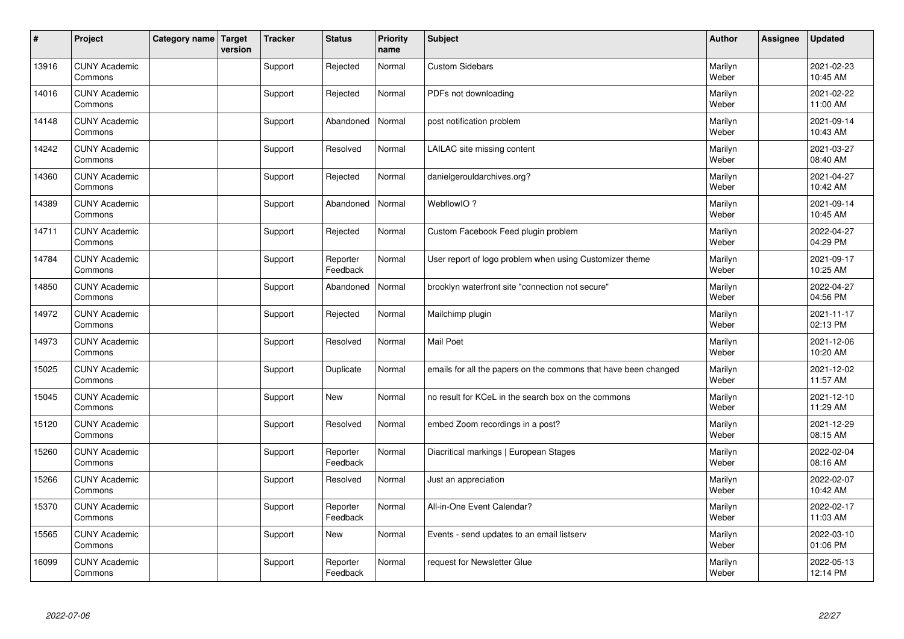| # | Project | Category name | Target version | Tracker | Status | Priority name | Subject | Author | Assignee | Updated |
|---|---|---|---|---|---|---|---|---|---|---|
| 13916 | CUNY Academic Commons | | | Support | Rejected | Normal | Custom Sidebars | Marilyn Weber | | 2021-02-23 10:45 AM |
| 14016 | CUNY Academic Commons | | | Support | Rejected | Normal | PDFs not downloading | Marilyn Weber | | 2021-02-22 11:00 AM |
| 14148 | CUNY Academic Commons | | | Support | Abandoned | Normal | post notification problem | Marilyn Weber | | 2021-09-14 10:43 AM |
| 14242 | CUNY Academic Commons | | | Support | Resolved | Normal | LAILAC site missing content | Marilyn Weber | | 2021-03-27 08:40 AM |
| 14360 | CUNY Academic Commons | | | Support | Rejected | Normal | danielgerouldarchives.org? | Marilyn Weber | | 2021-04-27 10:42 AM |
| 14389 | CUNY Academic Commons | | | Support | Abandoned | Normal | WebflowIO ? | Marilyn Weber | | 2021-09-14 10:45 AM |
| 14711 | CUNY Academic Commons | | | Support | Rejected | Normal | Custom Facebook Feed plugin problem | Marilyn Weber | | 2022-04-27 04:29 PM |
| 14784 | CUNY Academic Commons | | | Support | Reporter Feedback | Normal | User report of logo problem when using Customizer theme | Marilyn Weber | | 2021-09-17 10:25 AM |
| 14850 | CUNY Academic Commons | | | Support | Abandoned | Normal | brooklyn waterfront site "connection not secure" | Marilyn Weber | | 2022-04-27 04:56 PM |
| 14972 | CUNY Academic Commons | | | Support | Rejected | Normal | Mailchimp plugin | Marilyn Weber | | 2021-11-17 02:13 PM |
| 14973 | CUNY Academic Commons | | | Support | Resolved | Normal | Mail Poet | Marilyn Weber | | 2021-12-06 10:20 AM |
| 15025 | CUNY Academic Commons | | | Support | Duplicate | Normal | emails for all the papers on the commons that have been changed | Marilyn Weber | | 2021-12-02 11:57 AM |
| 15045 | CUNY Academic Commons | | | Support | New | Normal | no result for KCeL in the search box on the commons | Marilyn Weber | | 2021-12-10 11:29 AM |
| 15120 | CUNY Academic Commons | | | Support | Resolved | Normal | embed Zoom recordings in a post? | Marilyn Weber | | 2021-12-29 08:15 AM |
| 15260 | CUNY Academic Commons | | | Support | Reporter Feedback | Normal | Diacritical markings \| European Stages | Marilyn Weber | | 2022-02-04 08:16 AM |
| 15266 | CUNY Academic Commons | | | Support | Resolved | Normal | Just an appreciation | Marilyn Weber | | 2022-02-07 10:42 AM |
| 15370 | CUNY Academic Commons | | | Support | Reporter Feedback | Normal | All-in-One Event Calendar? | Marilyn Weber | | 2022-02-17 11:03 AM |
| 15565 | CUNY Academic Commons | | | Support | New | Normal | Events - send updates to an email listserv | Marilyn Weber | | 2022-03-10 01:06 PM |
| 16099 | CUNY Academic Commons | | | Support | Reporter Feedback | Normal | request for Newsletter Glue | Marilyn Weber | | 2022-05-13 12:14 PM |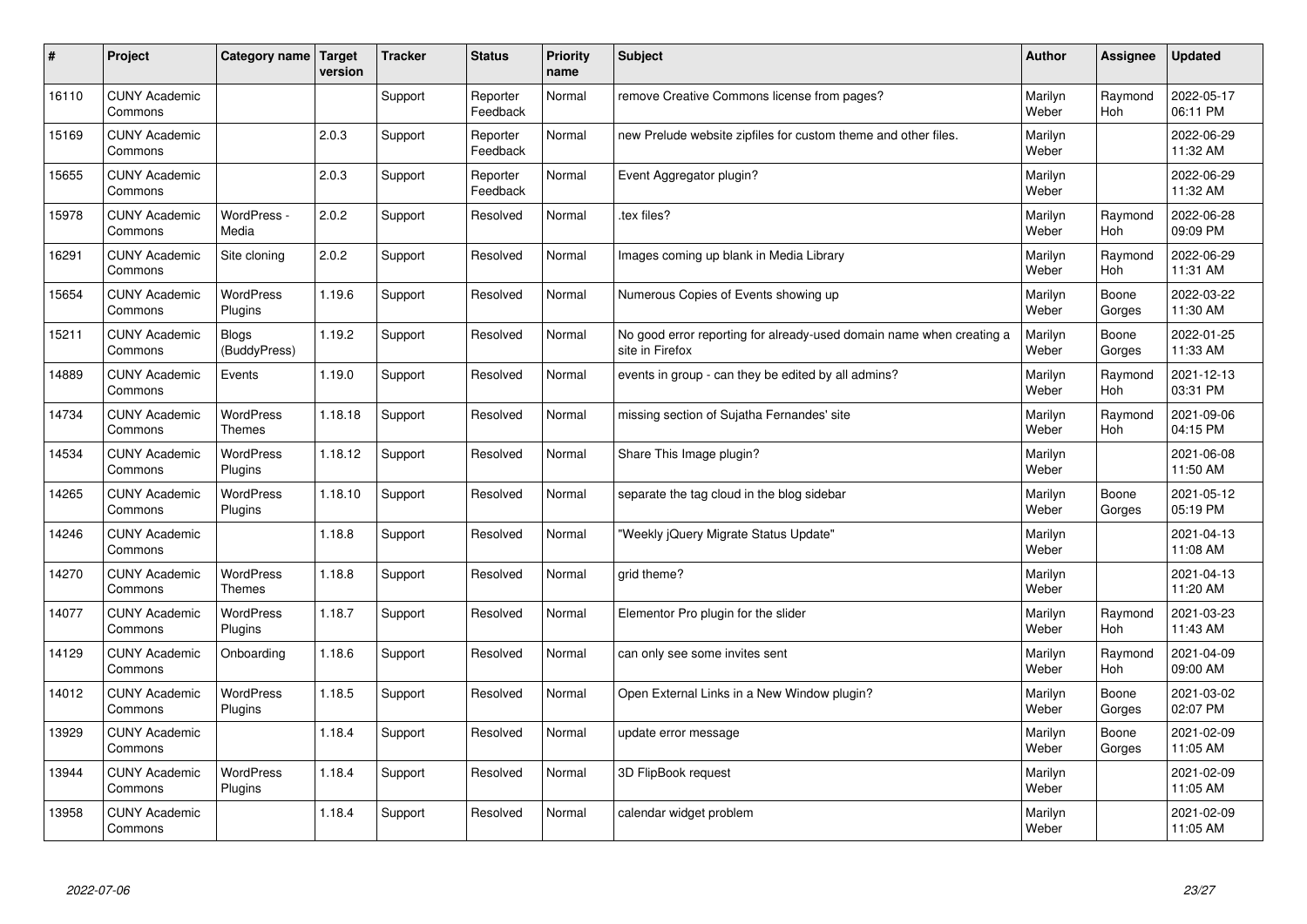| # | Project | Category name | Target version | Tracker | Status | Priority name | Subject | Author | Assignee | Updated |
|---|---|---|---|---|---|---|---|---|---|---|
| 16110 | CUNY Academic Commons | | | Support | Reporter Feedback | Normal | remove Creative Commons license from pages? | Marilyn Weber | Raymond Hoh | 2022-05-17 06:11 PM |
| 15169 | CUNY Academic Commons | | 2.0.3 | Support | Reporter Feedback | Normal | new Prelude website zipfiles for custom theme and other files. | Marilyn Weber | | 2022-06-29 11:32 AM |
| 15655 | CUNY Academic Commons | | 2.0.3 | Support | Reporter Feedback | Normal | Event Aggregator plugin? | Marilyn Weber | | 2022-06-29 11:32 AM |
| 15978 | CUNY Academic Commons | WordPress - Media | 2.0.2 | Support | Resolved | Normal | .tex files? | Marilyn Weber | Raymond Hoh | 2022-06-28 09:09 PM |
| 16291 | CUNY Academic Commons | Site cloning | 2.0.2 | Support | Resolved | Normal | Images coming up blank in Media Library | Marilyn Weber | Raymond Hoh | 2022-06-29 11:31 AM |
| 15654 | CUNY Academic Commons | WordPress Plugins | 1.19.6 | Support | Resolved | Normal | Numerous Copies of Events showing up | Marilyn Weber | Boone Gorges | 2022-03-22 11:30 AM |
| 15211 | CUNY Academic Commons | Blogs (BuddyPress) | 1.19.2 | Support | Resolved | Normal | No good error reporting for already-used domain name when creating a site in Firefox | Marilyn Weber | Boone Gorges | 2022-01-25 11:33 AM |
| 14889 | CUNY Academic Commons | Events | 1.19.0 | Support | Resolved | Normal | events in group - can they be edited by all admins? | Marilyn Weber | Raymond Hoh | 2021-12-13 03:31 PM |
| 14734 | CUNY Academic Commons | WordPress Themes | 1.18.18 | Support | Resolved | Normal | missing section of Sujatha Fernandes' site | Marilyn Weber | Raymond Hoh | 2021-09-06 04:15 PM |
| 14534 | CUNY Academic Commons | WordPress Plugins | 1.18.12 | Support | Resolved | Normal | Share This Image plugin? | Marilyn Weber | | 2021-06-08 11:50 AM |
| 14265 | CUNY Academic Commons | WordPress Plugins | 1.18.10 | Support | Resolved | Normal | separate the tag cloud in the blog sidebar | Marilyn Weber | Boone Gorges | 2021-05-12 05:19 PM |
| 14246 | CUNY Academic Commons | | 1.18.8 | Support | Resolved | Normal | "Weekly jQuery Migrate Status Update" | Marilyn Weber | | 2021-04-13 11:08 AM |
| 14270 | CUNY Academic Commons | WordPress Themes | 1.18.8 | Support | Resolved | Normal | grid theme? | Marilyn Weber | | 2021-04-13 11:20 AM |
| 14077 | CUNY Academic Commons | WordPress Plugins | 1.18.7 | Support | Resolved | Normal | Elementor Pro plugin for the slider | Marilyn Weber | Raymond Hoh | 2021-03-23 11:43 AM |
| 14129 | CUNY Academic Commons | Onboarding | 1.18.6 | Support | Resolved | Normal | can only see some invites sent | Marilyn Weber | Raymond Hoh | 2021-04-09 09:00 AM |
| 14012 | CUNY Academic Commons | WordPress Plugins | 1.18.5 | Support | Resolved | Normal | Open External Links in a New Window plugin? | Marilyn Weber | Boone Gorges | 2021-03-02 02:07 PM |
| 13929 | CUNY Academic Commons | | 1.18.4 | Support | Resolved | Normal | update error message | Marilyn Weber | Boone Gorges | 2021-02-09 11:05 AM |
| 13944 | CUNY Academic Commons | WordPress Plugins | 1.18.4 | Support | Resolved | Normal | 3D FlipBook request | Marilyn Weber | | 2021-02-09 11:05 AM |
| 13958 | CUNY Academic Commons | | 1.18.4 | Support | Resolved | Normal | calendar widget problem | Marilyn Weber | | 2021-02-09 11:05 AM |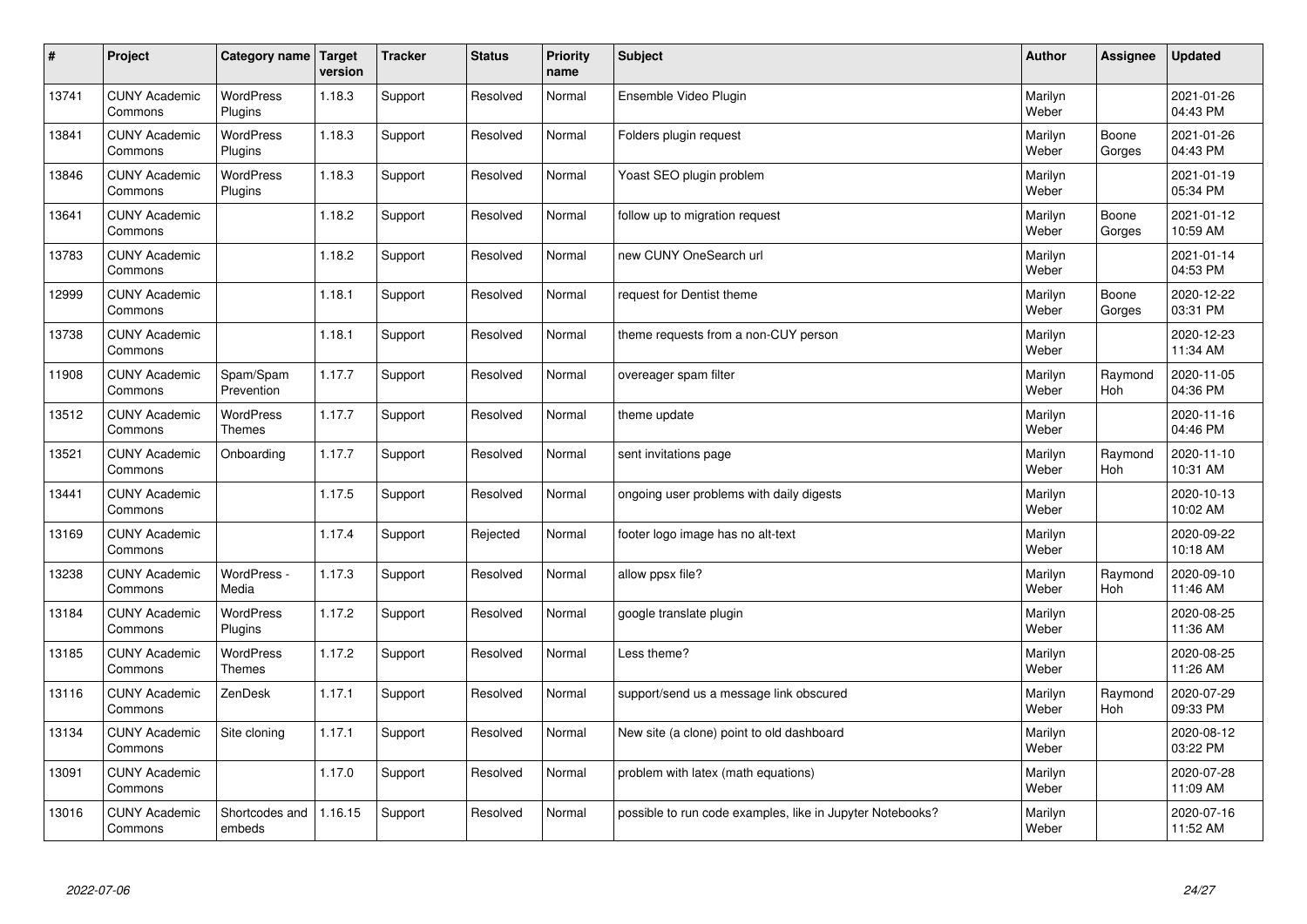| # | Project | Category name | Target version | Tracker | Status | Priority name | Subject | Author | Assignee | Updated |
|---|---|---|---|---|---|---|---|---|---|---|
| 13741 | CUNY Academic Commons | WordPress Plugins | 1.18.3 | Support | Resolved | Normal | Ensemble Video Plugin | Marilyn Weber | | 2021-01-26 04:43 PM |
| 13841 | CUNY Academic Commons | WordPress Plugins | 1.18.3 | Support | Resolved | Normal | Folders plugin request | Marilyn Weber | Boone Gorges | 2021-01-26 04:43 PM |
| 13846 | CUNY Academic Commons | WordPress Plugins | 1.18.3 | Support | Resolved | Normal | Yoast SEO plugin problem | Marilyn Weber | | 2021-01-19 05:34 PM |
| 13641 | CUNY Academic Commons | | 1.18.2 | Support | Resolved | Normal | follow up to migration request | Marilyn Weber | Boone Gorges | 2021-01-12 10:59 AM |
| 13783 | CUNY Academic Commons | | 1.18.2 | Support | Resolved | Normal | new CUNY OneSearch url | Marilyn Weber | | 2021-01-14 04:53 PM |
| 12999 | CUNY Academic Commons | | 1.18.1 | Support | Resolved | Normal | request for Dentist theme | Marilyn Weber | Boone Gorges | 2020-12-22 03:31 PM |
| 13738 | CUNY Academic Commons | | 1.18.1 | Support | Resolved | Normal | theme requests from a non-CUY person | Marilyn Weber | | 2020-12-23 11:34 AM |
| 11908 | CUNY Academic Commons | Spam/Spam Prevention | 1.17.7 | Support | Resolved | Normal | overeager spam filter | Marilyn Weber | Raymond Hoh | 2020-11-05 04:36 PM |
| 13512 | CUNY Academic Commons | WordPress Themes | 1.17.7 | Support | Resolved | Normal | theme update | Marilyn Weber | | 2020-11-16 04:46 PM |
| 13521 | CUNY Academic Commons | Onboarding | 1.17.7 | Support | Resolved | Normal | sent invitations page | Marilyn Weber | Raymond Hoh | 2020-11-10 10:31 AM |
| 13441 | CUNY Academic Commons | | 1.17.5 | Support | Resolved | Normal | ongoing user problems with daily digests | Marilyn Weber | | 2020-10-13 10:02 AM |
| 13169 | CUNY Academic Commons | | 1.17.4 | Support | Rejected | Normal | footer logo image has no alt-text | Marilyn Weber | | 2020-09-22 10:18 AM |
| 13238 | CUNY Academic Commons | WordPress - Media | 1.17.3 | Support | Resolved | Normal | allow ppsx file? | Marilyn Weber | Raymond Hoh | 2020-09-10 11:46 AM |
| 13184 | CUNY Academic Commons | WordPress Plugins | 1.17.2 | Support | Resolved | Normal | google translate plugin | Marilyn Weber | | 2020-08-25 11:36 AM |
| 13185 | CUNY Academic Commons | WordPress Themes | 1.17.2 | Support | Resolved | Normal | Less theme? | Marilyn Weber | | 2020-08-25 11:26 AM |
| 13116 | CUNY Academic Commons | ZenDesk | 1.17.1 | Support | Resolved | Normal | support/send us a message link obscured | Marilyn Weber | Raymond Hoh | 2020-07-29 09:33 PM |
| 13134 | CUNY Academic Commons | Site cloning | 1.17.1 | Support | Resolved | Normal | New site (a clone) point to old dashboard | Marilyn Weber | | 2020-08-12 03:22 PM |
| 13091 | CUNY Academic Commons | | 1.17.0 | Support | Resolved | Normal | problem with latex (math equations) | Marilyn Weber | | 2020-07-28 11:09 AM |
| 13016 | CUNY Academic Commons | Shortcodes and embeds | 1.16.15 | Support | Resolved | Normal | possible to run code examples, like in Jupyter Notebooks? | Marilyn Weber | | 2020-07-16 11:52 AM |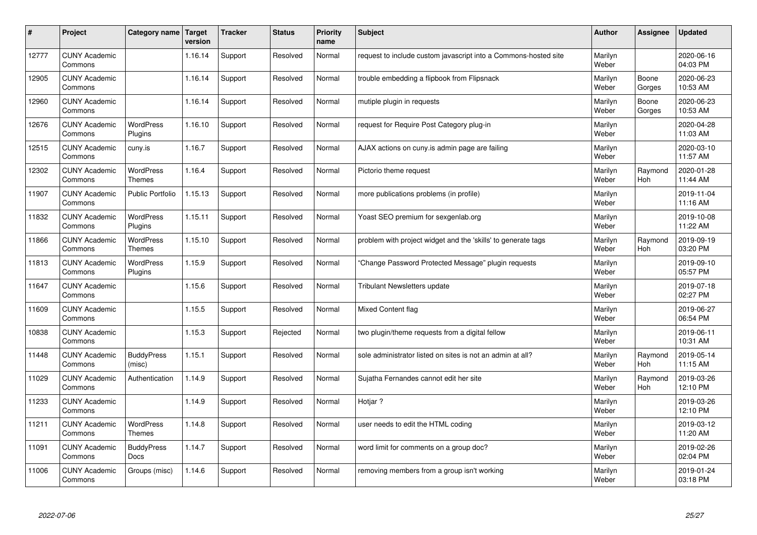| # | Project | Category name | Target version | Tracker | Status | Priority name | Subject | Author | Assignee | Updated |
|---|---|---|---|---|---|---|---|---|---|---|
| 12777 | CUNY Academic Commons | | 1.16.14 | Support | Resolved | Normal | request to include custom javascript into a Commons-hosted site | Marilyn Weber | | 2020-06-16 04:03 PM |
| 12905 | CUNY Academic Commons | | 1.16.14 | Support | Resolved | Normal | trouble embedding a flipbook from Flipsnack | Marilyn Weber | Boone Gorges | 2020-06-23 10:53 AM |
| 12960 | CUNY Academic Commons | | 1.16.14 | Support | Resolved | Normal | mutiple plugin in requests | Marilyn Weber | Boone Gorges | 2020-06-23 10:53 AM |
| 12676 | CUNY Academic Commons | WordPress Plugins | 1.16.10 | Support | Resolved | Normal | request for Require Post Category plug-in | Marilyn Weber | | 2020-04-28 11:03 AM |
| 12515 | CUNY Academic Commons | cuny.is | 1.16.7 | Support | Resolved | Normal | AJAX actions on cuny.is admin page are failing | Marilyn Weber | | 2020-03-10 11:57 AM |
| 12302 | CUNY Academic Commons | WordPress Themes | 1.16.4 | Support | Resolved | Normal | Pictorio theme request | Marilyn Weber | Raymond Hoh | 2020-01-28 11:44 AM |
| 11907 | CUNY Academic Commons | Public Portfolio | 1.15.13 | Support | Resolved | Normal | more publications problems (in profile) | Marilyn Weber | | 2019-11-04 11:16 AM |
| 11832 | CUNY Academic Commons | WordPress Plugins | 1.15.11 | Support | Resolved | Normal | Yoast SEO premium for sexgenlab.org | Marilyn Weber | | 2019-10-08 11:22 AM |
| 11866 | CUNY Academic Commons | WordPress Themes | 1.15.10 | Support | Resolved | Normal | problem with project widget and the 'skills' to generate tags | Marilyn Weber | Raymond Hoh | 2019-09-19 03:20 PM |
| 11813 | CUNY Academic Commons | WordPress Plugins | 1.15.9 | Support | Resolved | Normal | "Change Password Protected Message" plugin requests | Marilyn Weber | | 2019-09-10 05:57 PM |
| 11647 | CUNY Academic Commons | | 1.15.6 | Support | Resolved | Normal | Tribulant Newsletters update | Marilyn Weber | | 2019-07-18 02:27 PM |
| 11609 | CUNY Academic Commons | | 1.15.5 | Support | Resolved | Normal | Mixed Content flag | Marilyn Weber | | 2019-06-27 06:54 PM |
| 10838 | CUNY Academic Commons | | 1.15.3 | Support | Rejected | Normal | two plugin/theme requests from a digital fellow | Marilyn Weber | | 2019-06-11 10:31 AM |
| 11448 | CUNY Academic Commons | BuddyPress (misc) | 1.15.1 | Support | Resolved | Normal | sole administrator listed on sites is not an admin at all? | Marilyn Weber | Raymond Hoh | 2019-05-14 11:15 AM |
| 11029 | CUNY Academic Commons | Authentication | 1.14.9 | Support | Resolved | Normal | Sujatha Fernandes cannot edit her site | Marilyn Weber | Raymond Hoh | 2019-03-26 12:10 PM |
| 11233 | CUNY Academic Commons | | 1.14.9 | Support | Resolved | Normal | Hotjar ? | Marilyn Weber | | 2019-03-26 12:10 PM |
| 11211 | CUNY Academic Commons | WordPress Themes | 1.14.8 | Support | Resolved | Normal | user needs to edit the HTML coding | Marilyn Weber | | 2019-03-12 11:20 AM |
| 11091 | CUNY Academic Commons | BuddyPress Docs | 1.14.7 | Support | Resolved | Normal | word limit for comments on a group doc? | Marilyn Weber | | 2019-02-26 02:04 PM |
| 11006 | CUNY Academic Commons | Groups (misc) | 1.14.6 | Support | Resolved | Normal | removing members from a group isn't working | Marilyn Weber | | 2019-01-24 03:18 PM |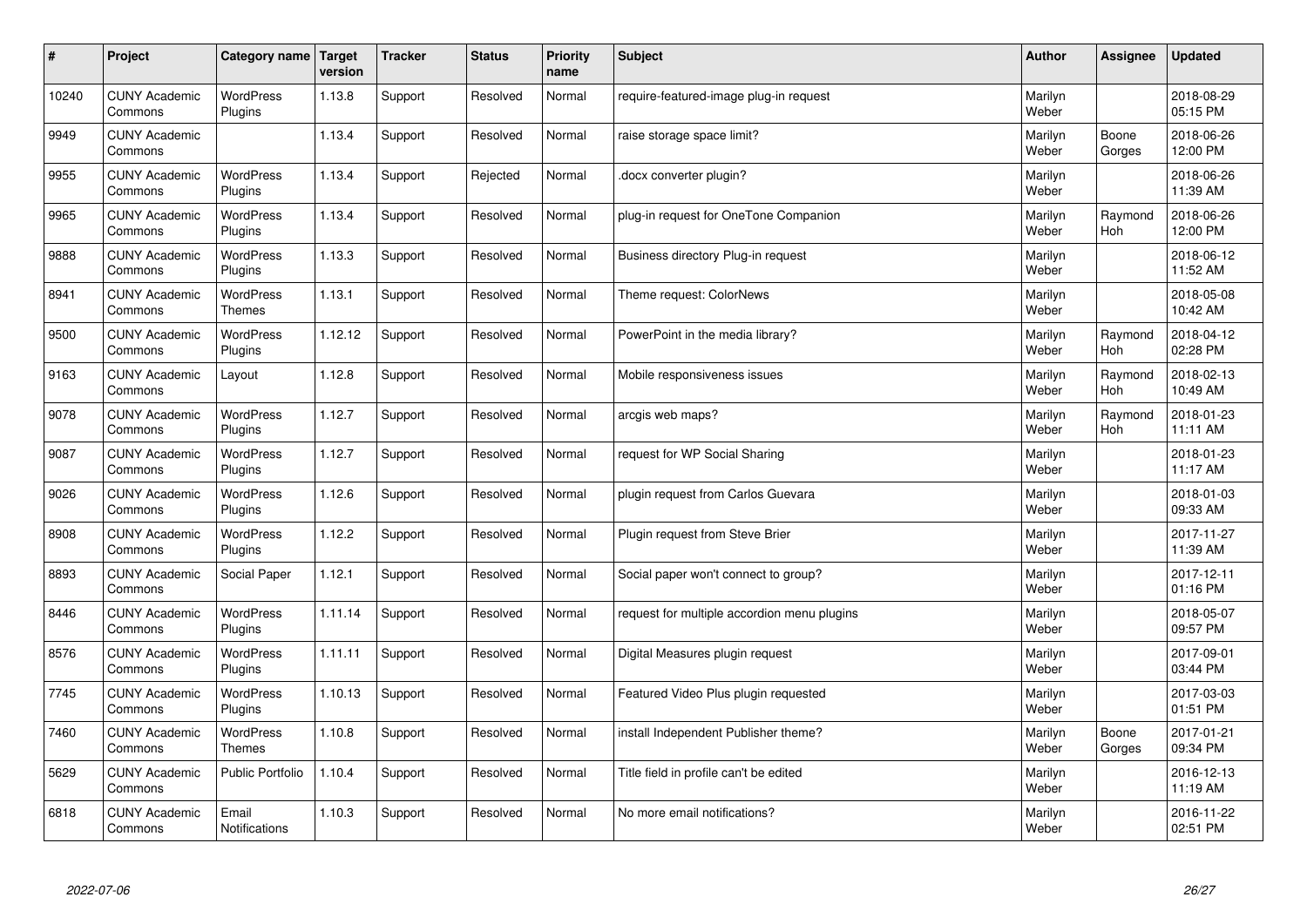| # | Project | Category name | Target version | Tracker | Status | Priority name | Subject | Author | Assignee | Updated |
|---|---|---|---|---|---|---|---|---|---|---|
| 10240 | CUNY Academic Commons | WordPress Plugins | 1.13.8 | Support | Resolved | Normal | require-featured-image plug-in request | Marilyn Weber | | 2018-08-29 05:15 PM |
| 9949 | CUNY Academic Commons | | 1.13.4 | Support | Resolved | Normal | raise storage space limit? | Marilyn Weber | Boone Gorges | 2018-06-26 12:00 PM |
| 9955 | CUNY Academic Commons | WordPress Plugins | 1.13.4 | Support | Rejected | Normal | .docx converter plugin? | Marilyn Weber | | 2018-06-26 11:39 AM |
| 9965 | CUNY Academic Commons | WordPress Plugins | 1.13.4 | Support | Resolved | Normal | plug-in request for OneTone Companion | Marilyn Weber | Raymond Hoh | 2018-06-26 12:00 PM |
| 9888 | CUNY Academic Commons | WordPress Plugins | 1.13.3 | Support | Resolved | Normal | Business directory Plug-in request | Marilyn Weber | | 2018-06-12 11:52 AM |
| 8941 | CUNY Academic Commons | WordPress Themes | 1.13.1 | Support | Resolved | Normal | Theme request: ColorNews | Marilyn Weber | | 2018-05-08 10:42 AM |
| 9500 | CUNY Academic Commons | WordPress Plugins | 1.12.12 | Support | Resolved | Normal | PowerPoint in the media library? | Marilyn Weber | Raymond Hoh | 2018-04-12 02:28 PM |
| 9163 | CUNY Academic Commons | Layout | 1.12.8 | Support | Resolved | Normal | Mobile responsiveness issues | Marilyn Weber | Raymond Hoh | 2018-02-13 10:49 AM |
| 9078 | CUNY Academic Commons | WordPress Plugins | 1.12.7 | Support | Resolved | Normal | arcgis web maps? | Marilyn Weber | Raymond Hoh | 2018-01-23 11:11 AM |
| 9087 | CUNY Academic Commons | WordPress Plugins | 1.12.7 | Support | Resolved | Normal | request for WP Social Sharing | Marilyn Weber | | 2018-01-23 11:17 AM |
| 9026 | CUNY Academic Commons | WordPress Plugins | 1.12.6 | Support | Resolved | Normal | plugin request from Carlos Guevara | Marilyn Weber | | 2018-01-03 09:33 AM |
| 8908 | CUNY Academic Commons | WordPress Plugins | 1.12.2 | Support | Resolved | Normal | Plugin request from Steve Brier | Marilyn Weber | | 2017-11-27 11:39 AM |
| 8893 | CUNY Academic Commons | Social Paper | 1.12.1 | Support | Resolved | Normal | Social paper won't connect to group? | Marilyn Weber | | 2017-12-11 01:16 PM |
| 8446 | CUNY Academic Commons | WordPress Plugins | 1.11.14 | Support | Resolved | Normal | request for multiple accordion menu plugins | Marilyn Weber | | 2018-05-07 09:57 PM |
| 8576 | CUNY Academic Commons | WordPress Plugins | 1.11.11 | Support | Resolved | Normal | Digital Measures plugin request | Marilyn Weber | | 2017-09-01 03:44 PM |
| 7745 | CUNY Academic Commons | WordPress Plugins | 1.10.13 | Support | Resolved | Normal | Featured Video Plus plugin requested | Marilyn Weber | | 2017-03-03 01:51 PM |
| 7460 | CUNY Academic Commons | WordPress Themes | 1.10.8 | Support | Resolved | Normal | install Independent Publisher theme? | Marilyn Weber | Boone Gorges | 2017-01-21 09:34 PM |
| 5629 | CUNY Academic Commons | Public Portfolio | 1.10.4 | Support | Resolved | Normal | Title field in profile can't be edited | Marilyn Weber | | 2016-12-13 11:19 AM |
| 6818 | CUNY Academic Commons | Email Notifications | 1.10.3 | Support | Resolved | Normal | No more email notifications? | Marilyn Weber | | 2016-11-22 02:51 PM |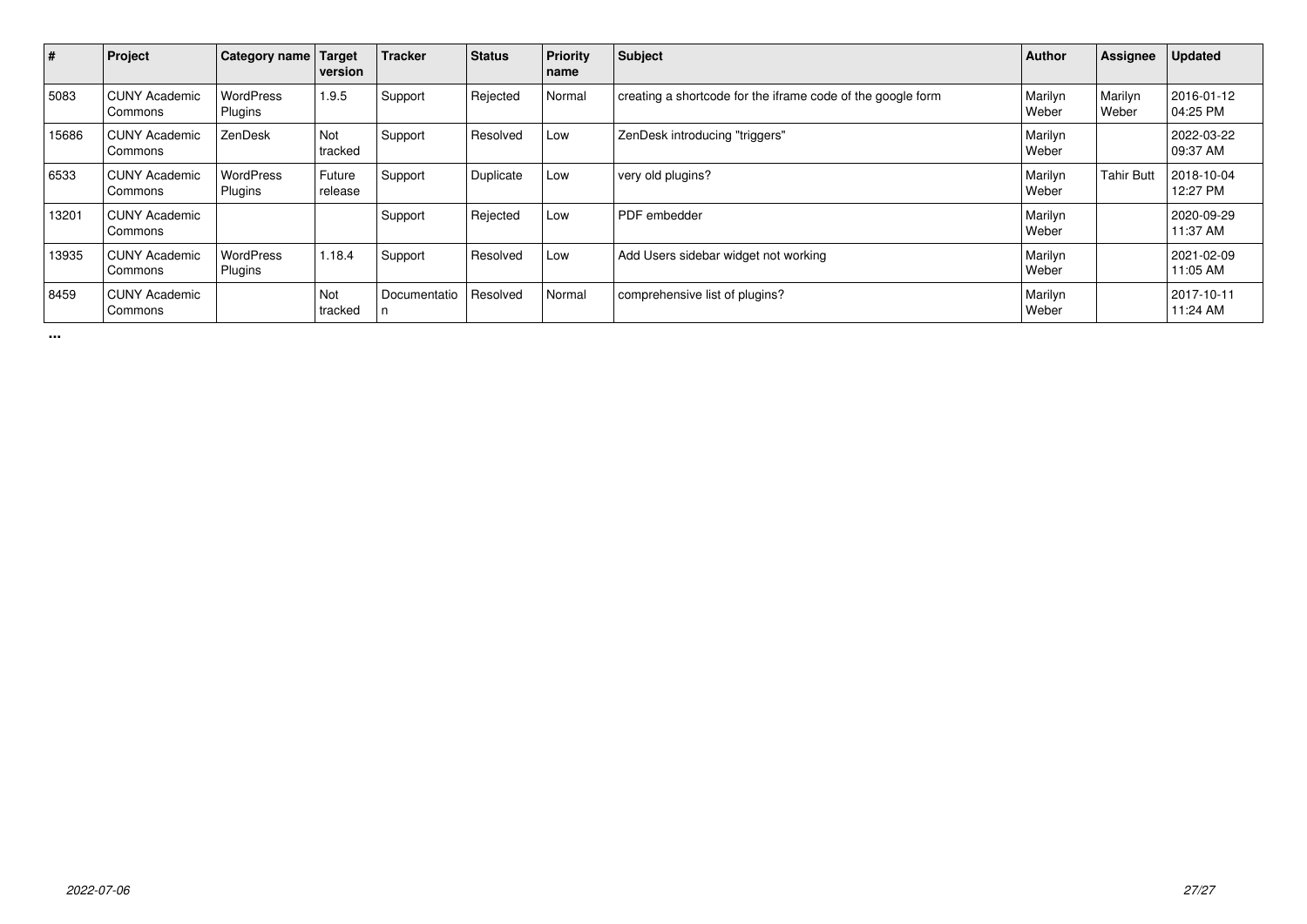| # | Project | Category name | Target version | Tracker | Status | Priority name | Subject | Author | Assignee | Updated |
|---|---|---|---|---|---|---|---|---|---|---|
| 5083 | CUNY Academic Commons | WordPress Plugins | 1.9.5 | Support | Rejected | Normal | creating a shortcode for the iframe code of the google form | Marilyn Weber | Marilyn Weber | 2016-01-12 04:25 PM |
| 15686 | CUNY Academic Commons | ZenDesk | Not tracked | Support | Resolved | Low | ZenDesk introducing "triggers" | Marilyn Weber | | 2022-03-22 09:37 AM |
| 6533 | CUNY Academic Commons | WordPress Plugins | Future release | Support | Duplicate | Low | very old plugins? | Marilyn Weber | Tahir Butt | 2018-10-04 12:27 PM |
| 13201 | CUNY Academic Commons | | | Support | Rejected | Low | PDF embedder | Marilyn Weber | | 2020-09-29 11:37 AM |
| 13935 | CUNY Academic Commons | WordPress Plugins | 1.18.4 | Support | Resolved | Low | Add Users sidebar widget not working | Marilyn Weber | | 2021-02-09 11:05 AM |
| 8459 | CUNY Academic Commons | | Not tracked | Documentation | Resolved | Normal | comprehensive list of plugins? | Marilyn Weber | | 2017-10-11 11:24 AM |

**...**